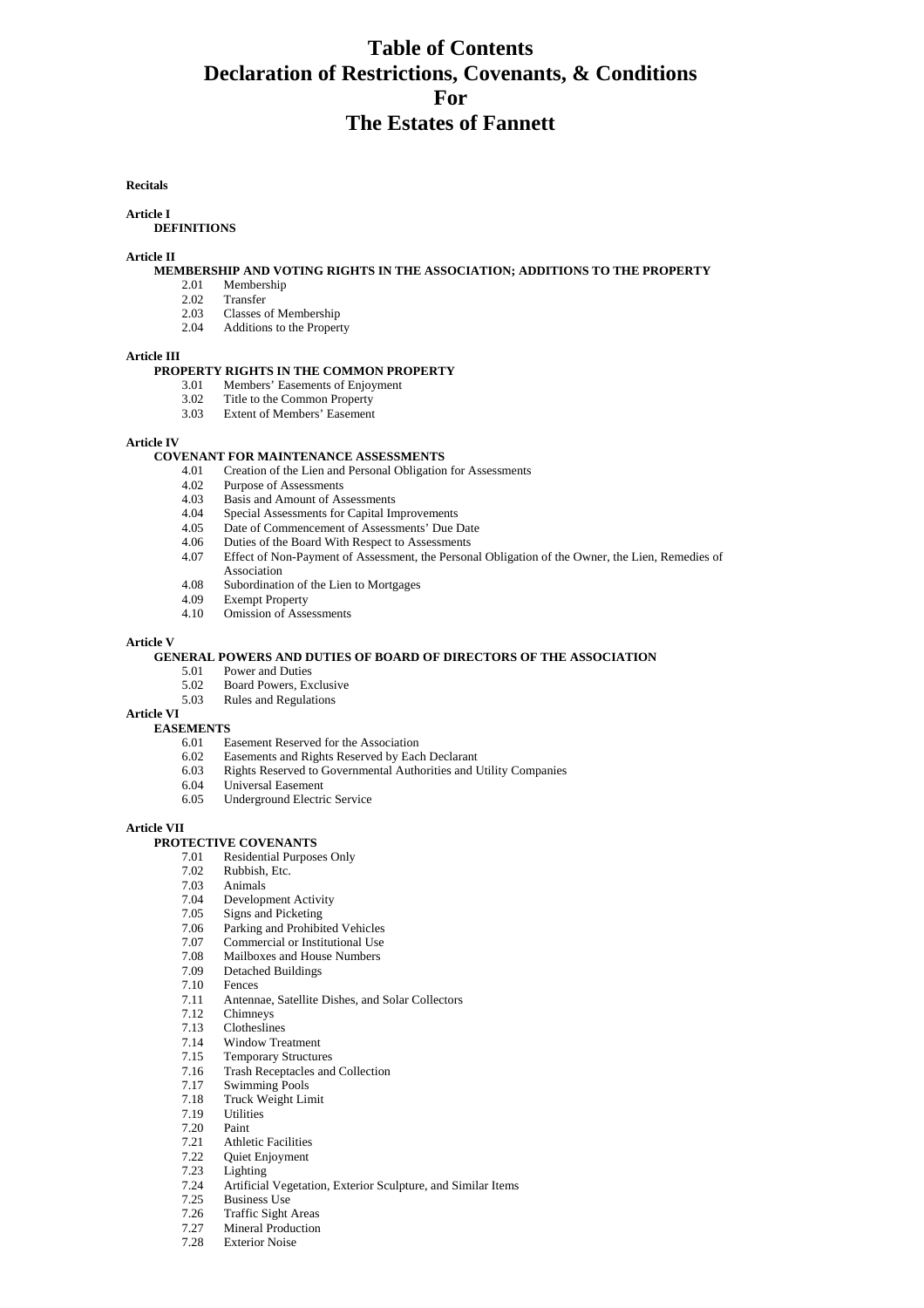# Table of Contents
# Declaration of Restrictions, Covenants, & Conditions
# For
# The Estates of Fannett

**Recitals**

**Article I**
**DEFINITIONS**

**Article II**
**MEMBERSHIP AND VOTING RIGHTS IN THE ASSOCIATION; ADDITIONS TO THE PROPERTY**

- 2.01 Membership
- 2.02 Transfer
- 2.03 Classes of Membership
- 2.04 Additions to the Property

**Article III**
**PROPERTY RIGHTS IN THE COMMON PROPERTY**

- 3.01 Members' Easements of Enjoyment
- 3.02 Title to the Common Property
- 3.03 Extent of Members' Easement

**Article IV**
**COVENANT FOR MAINTENANCE ASSESSMENTS**

- 4.01 Creation of the Lien and Personal Obligation for Assessments
- 4.02 Purpose of Assessments
- 4.03 Basis and Amount of Assessments
- 4.04 Special Assessments for Capital Improvements
- 4.05 Date of Commencement of Assessments' Due Date
- 4.06 Duties of the Board With Respect to Assessments
- 4.07 Effect of Non-Payment of Assessment, the Personal Obligation of the Owner, the Lien, Remedies of Association
- 4.08 Subordination of the Lien to Mortgages
- 4.09 Exempt Property
- 4.10 Omission of Assessments

**Article V**
**GENERAL POWERS AND DUTIES OF BOARD OF DIRECTORS OF THE ASSOCIATION**

- 5.01 Power and Duties
- 5.02 Board Powers, Exclusive
- 5.03 Rules and Regulations

**Article VI**
**EASEMENTS**

- 6.01 Easement Reserved for the Association
- 6.02 Easements and Rights Reserved by Each Declarant
- 6.03 Rights Reserved to Governmental Authorities and Utility Companies
- 6.04 Universal Easement
- 6.05 Underground Electric Service

**Article VII**
**PROTECTIVE COVENANTS**

- 7.01 Residential Purposes Only
- 7.02 Rubbish, Etc.
- 7.03 Animals
- 7.04 Development Activity
- 7.05 Signs and Picketing
- 7.06 Parking and Prohibited Vehicles
- 7.07 Commercial or Institutional Use
- 7.08 Mailboxes and House Numbers
- 7.09 Detached Buildings
- 7.10 Fences
- 7.11 Antennae, Satellite Dishes, and Solar Collectors
- 7.12 Chimneys
- 7.13 Clotheslines
- 7.14 Window Treatment
- 7.15 Temporary Structures
- 7.16 Trash Receptacles and Collection
- 7.17 Swimming Pools
- 7.18 Truck Weight Limit
- 7.19 Utilities
- 7.20 Paint
- 7.21 Athletic Facilities
- 7.22 Quiet Enjoyment
- 7.23 Lighting
- 7.24 Artificial Vegetation, Exterior Sculpture, and Similar Items
- 7.25 Business Use
- 7.26 Traffic Sight Areas
- 7.27 Mineral Production
- 7.28 Exterior Noise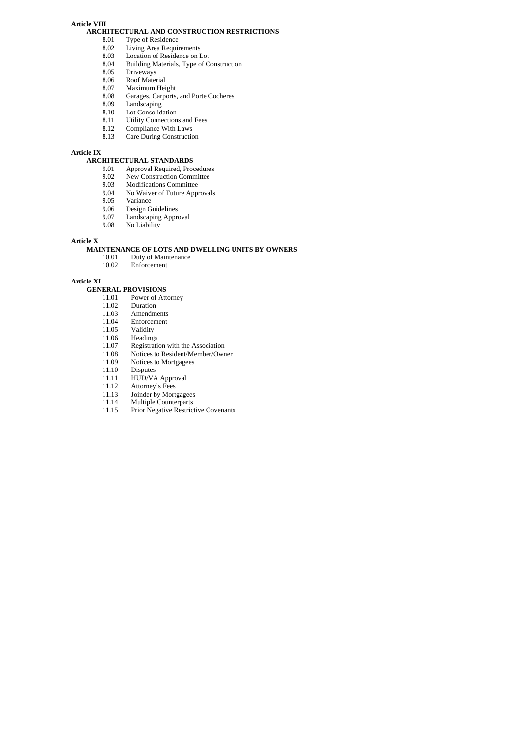**Article VIII**

**ARCHITECTURAL AND CONSTRUCTION RESTRICTIONS**

8.01 Type of Residence
8.02 Living Area Requirements
8.03 Location of Residence on Lot
8.04 Building Materials, Type of Construction
8.05 Driveways
8.06 Roof Material
8.07 Maximum Height
8.08 Garages, Carports, and Porte Cocheres
8.09 Landscaping
8.10 Lot Consolidation
8.11 Utility Connections and Fees
8.12 Compliance With Laws
8.13 Care During Construction

**Article IX**

**ARCHITECTURAL STANDARDS**

9.01 Approval Required, Procedures
9.02 New Construction Committee
9.03 Modifications Committee
9.04 No Waiver of Future Approvals
9.05 Variance
9.06 Design Guidelines
9.07 Landscaping Approval
9.08 No Liability

**Article X**

**MAINTENANCE OF LOTS AND DWELLING UNITS BY OWNERS**

10.01 Duty of Maintenance
10.02 Enforcement

**Article XI**

**GENERAL PROVISIONS**

11.01 Power of Attorney
11.02 Duration
11.03 Amendments
11.04 Enforcement
11.05 Validity
11.06 Headings
11.07 Registration with the Association
11.08 Notices to Resident/Member/Owner
11.09 Notices to Mortgagees
11.10 Disputes
11.11 HUD/VA Approval
11.12 Attorney's Fees
11.13 Joinder by Mortgagees
11.14 Multiple Counterparts
11.15 Prior Negative Restrictive Covenants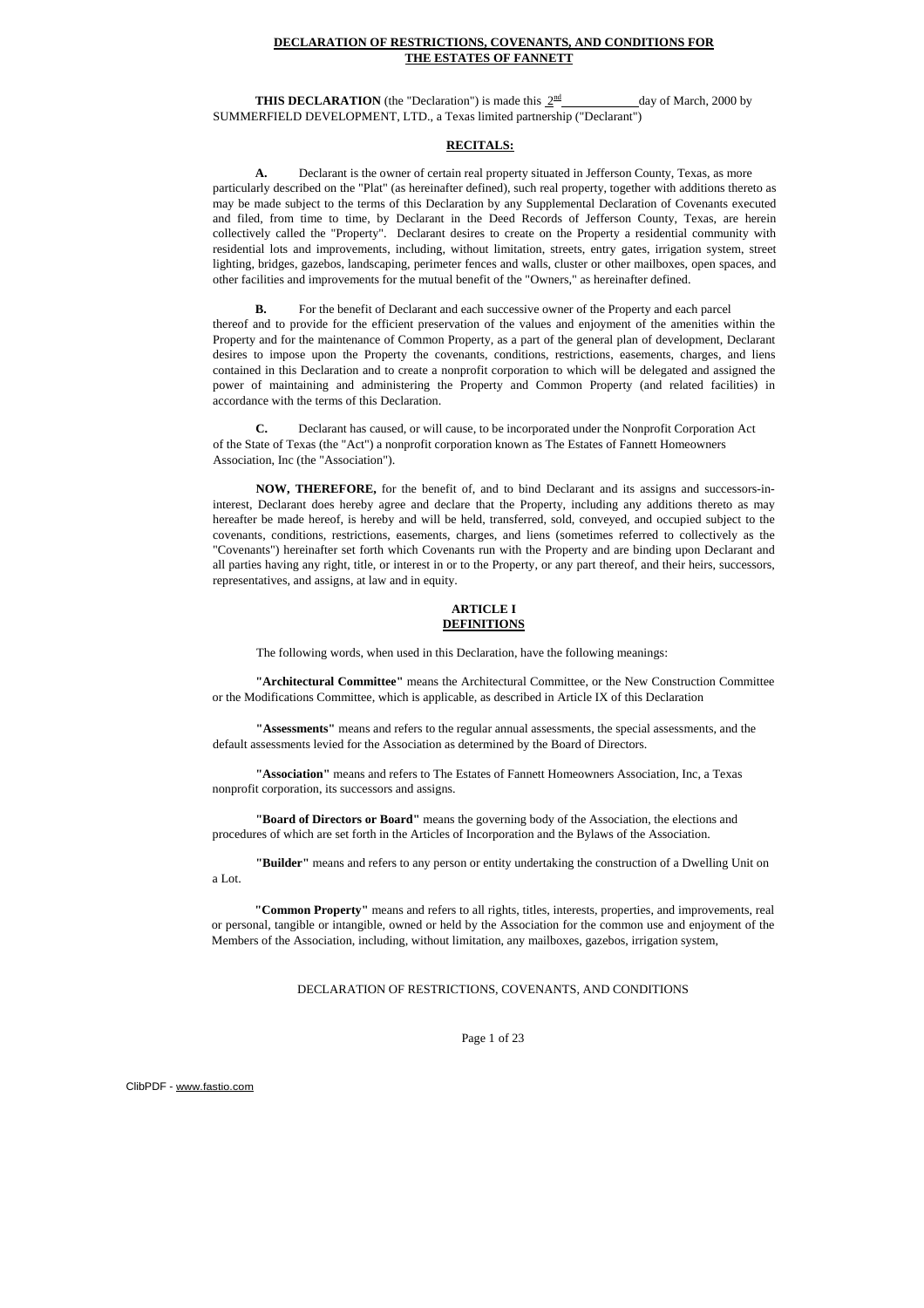**DECLARATION OF RESTRICTIONS, COVENANTS, AND CONDITIONS FOR THE ESTATES OF FANNETT**

**THIS DECLARATION** (the "Declaration") is made this 2nd day of March, 2000 by SUMMERFIELD DEVELOPMENT, LTD., a Texas limited partnership ("Declarant")

**RECITALS:**

**A.** Declarant is the owner of certain real property situated in Jefferson County, Texas, as more particularly described on the "Plat" (as hereinafter defined), such real property, together with additions thereto as may be made subject to the terms of this Declaration by any Supplemental Declaration of Covenants executed and filed, from time to time, by Declarant in the Deed Records of Jefferson County, Texas, are herein collectively called the "Property". Declarant desires to create on the Property a residential community with residential lots and improvements, including, without limitation, streets, entry gates, irrigation system, street lighting, bridges, gazebos, landscaping, perimeter fences and walls, cluster or other mailboxes, open spaces, and other facilities and improvements for the mutual benefit of the "Owners," as hereinafter defined.

**B.** For the benefit of Declarant and each successive owner of the Property and each parcel thereof and to provide for the efficient preservation of the values and enjoyment of the amenities within the Property and for the maintenance of Common Property, as a part of the general plan of development, Declarant desires to impose upon the Property the covenants, conditions, restrictions, easements, charges, and liens contained in this Declaration and to create a nonprofit corporation to which will be delegated and assigned the power of maintaining and administering the Property and Common Property (and related facilities) in accordance with the terms of this Declaration.

**C.** Declarant has caused, or will cause, to be incorporated under the Nonprofit Corporation Act of the State of Texas (the "Act") a nonprofit corporation known as The Estates of Fannett Homeowners Association, Inc (the "Association").

**NOW, THEREFORE,** for the benefit of, and to bind Declarant and its assigns and successors-in-interest, Declarant does hereby agree and declare that the Property, including any additions thereto as may hereafter be made hereof, is hereby and will be held, transferred, sold, conveyed, and occupied subject to the covenants, conditions, restrictions, easements, charges, and liens (sometimes referred to collectively as the "Covenants") hereinafter set forth which Covenants run with the Property and are binding upon Declarant and all parties having any right, title, or interest in or to the Property, or any part thereof, and their heirs, successors, representatives, and assigns, at law and in equity.

## ARTICLE I
## DEFINITIONS

The following words, when used in this Declaration, have the following meanings:

**"Architectural Committee"** means the Architectural Committee, or the New Construction Committee or the Modifications Committee, which is applicable, as described in Article IX of this Declaration

**"Assessments"** means and refers to the regular annual assessments, the special assessments, and the default assessments levied for the Association as determined by the Board of Directors.

**"Association"** means and refers to The Estates of Fannett Homeowners Association, Inc, a Texas nonprofit corporation, its successors and assigns.

**"Board of Directors or Board"** means the governing body of the Association, the elections and procedures of which are set forth in the Articles of Incorporation and the Bylaws of the Association.

**"Builder"** means and refers to any person or entity undertaking the construction of a Dwelling Unit on a Lot.

**"Common Property"** means and refers to all rights, titles, interests, properties, and improvements, real or personal, tangible or intangible, owned or held by the Association for the common use and enjoyment of the Members of the Association, including, without limitation, any mailboxes, gazebos, irrigation system,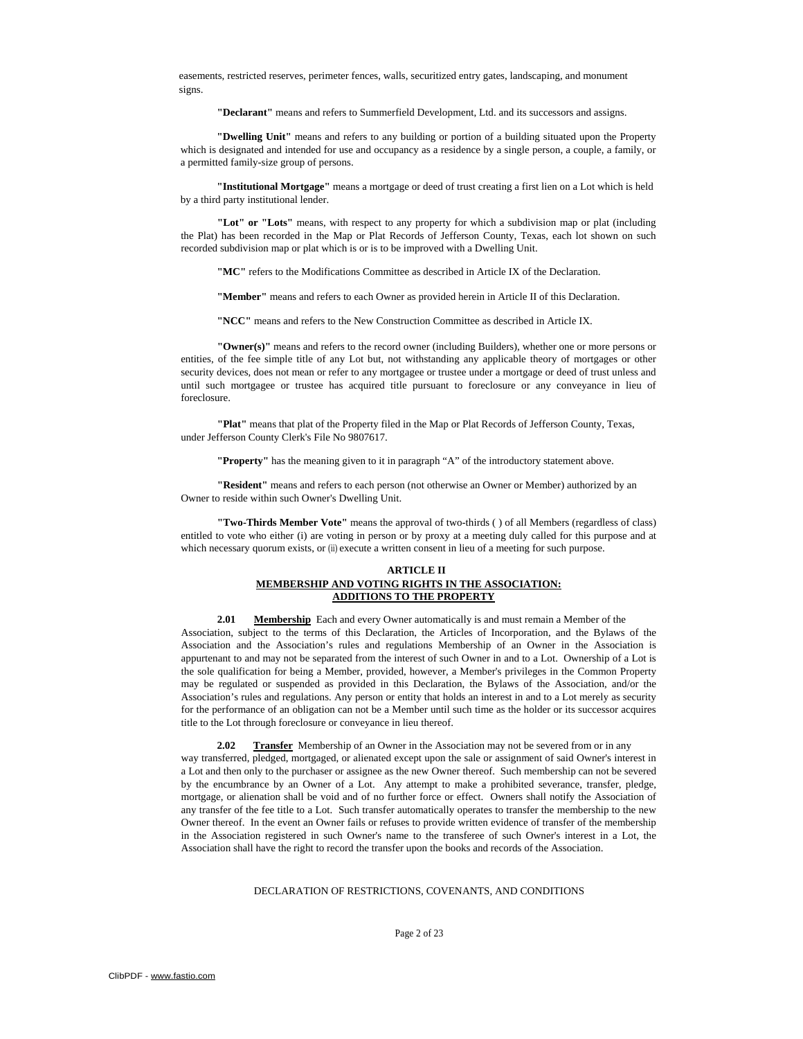easements, restricted reserves, perimeter fences, walls, securitized entry gates, landscaping, and monument signs.

**"Declarant"** means and refers to Summerfield Development, Ltd. and its successors and assigns.

**"Dwelling Unit"** means and refers to any building or portion of a building situated upon the Property which is designated and intended for use and occupancy as a residence by a single person, a couple, a family, or a permitted family-size group of persons.

**"Institutional Mortgage"** means a mortgage or deed of trust creating a first lien on a Lot which is held by a third party institutional lender.

**"Lot" or "Lots"** means, with respect to any property for which a subdivision map or plat (including the Plat) has been recorded in the Map or Plat Records of Jefferson County, Texas, each lot shown on such recorded subdivision map or plat which is or is to be improved with a Dwelling Unit.

**"MC"** refers to the Modifications Committee as described in Article IX of the Declaration.

**"Member"** means and refers to each Owner as provided herein in Article II of this Declaration.

**"NCC"** means and refers to the New Construction Committee as described in Article IX.

**"Owner(s)"** means and refers to the record owner (including Builders), whether one or more persons or entities, of the fee simple title of any Lot but, not withstanding any applicable theory of mortgages or other security devices, does not mean or refer to any mortgagee or trustee under a mortgage or deed of trust unless and until such mortgagee or trustee has acquired title pursuant to foreclosure or any conveyance in lieu of foreclosure.

**"Plat"** means that plat of the Property filed in the Map or Plat Records of Jefferson County, Texas, under Jefferson County Clerk's File No 9807617.

**"Property"** has the meaning given to it in paragraph "A" of the introductory statement above.

**"Resident"** means and refers to each person (not otherwise an Owner or Member) authorized by an Owner to reside within such Owner's Dwelling Unit.

**"Two-Thirds Member Vote"** means the approval of two-thirds ( ) of all Members (regardless of class) entitled to vote who either (i) are voting in person or by proxy at a meeting duly called for this purpose and at which necessary quorum exists, or (ii) execute a written consent in lieu of a meeting for such purpose.

## ARTICLE II
## MEMBERSHIP AND VOTING RIGHTS IN THE ASSOCIATION: ADDITIONS TO THE PROPERTY

**2.01 Membership** Each and every Owner automatically is and must remain a Member of the Association, subject to the terms of this Declaration, the Articles of Incorporation, and the Bylaws of the Association and the Association's rules and regulations Membership of an Owner in the Association is appurtenant to and may not be separated from the interest of such Owner in and to a Lot. Ownership of a Lot is the sole qualification for being a Member, provided, however, a Member's privileges in the Common Property may be regulated or suspended as provided in this Declaration, the Bylaws of the Association, and/or the Association's rules and regulations. Any person or entity that holds an interest in and to a Lot merely as security for the performance of an obligation can not be a Member until such time as the holder or its successor acquires title to the Lot through foreclosure or conveyance in lieu thereof.

**2.02 Transfer** Membership of an Owner in the Association may not be severed from or in any way transferred, pledged, mortgaged, or alienated except upon the sale or assignment of said Owner's interest in a Lot and then only to the purchaser or assignee as the new Owner thereof. Such membership can not be severed by the encumbrance by an Owner of a Lot. Any attempt to make a prohibited severance, transfer, pledge, mortgage, or alienation shall be void and of no further force or effect. Owners shall notify the Association of any transfer of the fee title to a Lot. Such transfer automatically operates to transfer the membership to the new Owner thereof. In the event an Owner fails or refuses to provide written evidence of transfer of the membership in the Association registered in such Owner's name to the transferee of such Owner's interest in a Lot, the Association shall have the right to record the transfer upon the books and records of the Association.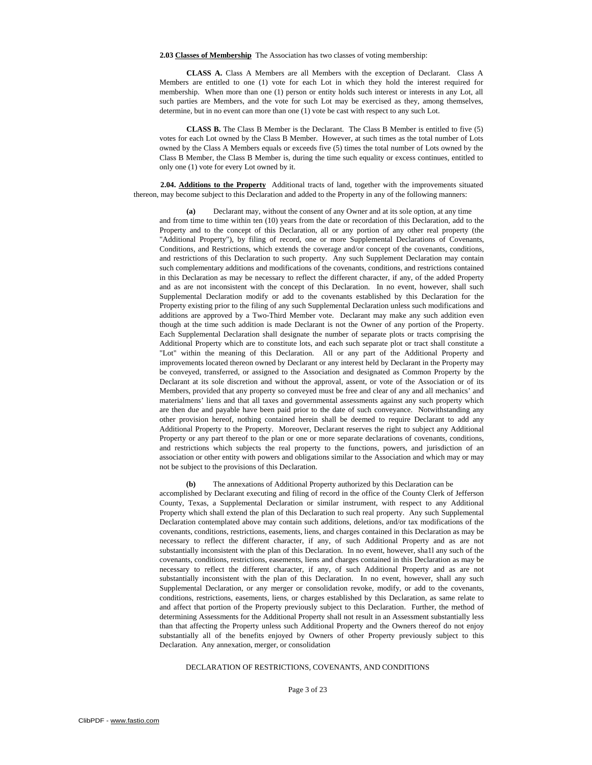**2.03 Classes of Membership** The Association has two classes of voting membership:

**CLASS A.** Class A Members are all Members with the exception of Declarant. Class A Members are entitled to one (1) vote for each Lot in which they hold the interest required for membership. When more than one (1) person or entity holds such interest or interests in any Lot, all such parties are Members, and the vote for such Lot may be exercised as they, among themselves, determine, but in no event can more than one (1) vote be cast with respect to any such Lot.

**CLASS B.** The Class B Member is the Declarant. The Class B Member is entitled to five (5) votes for each Lot owned by the Class B Member. However, at such times as the total number of Lots owned by the Class A Members equals or exceeds five (5) times the total number of Lots owned by the Class B Member, the Class B Member is, during the time such equality or excess continues, entitled to only one (1) vote for every Lot owned by it.

**2.04. Additions to the Property** Additional tracts of land, together with the improvements situated thereon, may become subject to this Declaration and added to the Property in any of the following manners:

**(a)** Declarant may, without the consent of any Owner and at its sole option, at any time and from time to time within ten (10) years from the date or recordation of this Declaration, add to the Property and to the concept of this Declaration, all or any portion of any other real property (the "Additional Property"), by filing of record, one or more Supplemental Declarations of Covenants, Conditions, and Restrictions, which extends the coverage and/or concept of the covenants, conditions, and restrictions of this Declaration to such property. Any such Supplement Declaration may contain such complementary additions and modifications of the covenants, conditions, and restrictions contained in this Declaration as may be necessary to reflect the different character, if any, of the added Property and as are not inconsistent with the concept of this Declaration. In no event, however, shall such Supplemental Declaration modify or add to the covenants established by this Declaration for the Property existing prior to the filing of any such Supplemental Declaration unless such modifications and additions are approved by a Two-Third Member vote. Declarant may make any such addition even though at the time such addition is made Declarant is not the Owner of any portion of the Property. Each Supplemental Declaration shall designate the number of separate plots or tracts comprising the Additional Property which are to constitute lots, and each such separate plot or tract shall constitute a "Lot" within the meaning of this Declaration. All or any part of the Additional Property and improvements located thereon owned by Declarant or any interest held by Declarant in the Property may be conveyed, transferred, or assigned to the Association and designated as Common Property by the Declarant at its sole discretion and without the approval, assent, or vote of the Association or of its Members, provided that any property so conveyed must be free and clear of any and all mechanics' and materialmens' liens and that all taxes and governmental assessments against any such property which are then due and payable have been paid prior to the date of such conveyance. Notwithstanding any other provision hereof, nothing contained herein shall be deemed to require Declarant to add any Additional Property to the Property. Moreover, Declarant reserves the right to subject any Additional Property or any part thereof to the plan or one or more separate declarations of covenants, conditions, and restrictions which subjects the real property to the functions, powers, and jurisdiction of an association or other entity with powers and obligations similar to the Association and which may or may not be subject to the provisions of this Declaration.

**(b)** The annexations of Additional Property authorized by this Declaration can be accomplished by Declarant executing and filing of record in the office of the County Clerk of Jefferson County, Texas, a Supplemental Declaration or similar instrument, with respect to any Additional Property which shall extend the plan of this Declaration to such real property. Any such Supplemental Declaration contemplated above may contain such additions, deletions, and/or tax modifications of the covenants, conditions, restrictions, easements, liens, and charges contained in this Declaration as may be necessary to reflect the different character, if any, of such Additional Property and as are not substantially inconsistent with the plan of this Declaration. In no event, however, sha1l any such of the covenants, conditions, restrictions, easements, liens and charges contained in this Declaration as may be necessary to reflect the different character, if any, of such Additional Property and as are not substantially inconsistent with the plan of this Declaration. In no event, however, shall any such Supplemental Declaration, or any merger or consolidation revoke, modify, or add to the covenants, conditions, restrictions, easements, liens, or charges established by this Declaration, as same relate to and affect that portion of the Property previously subject to this Declaration. Further, the method of determining Assessments for the Additional Property shall not result in an Assessment substantially less than that affecting the Property unless such Additional Property and the Owners thereof do not enjoy substantially all of the benefits enjoyed by Owners of other Property previously subject to this Declaration. Any annexation, merger, or consolidation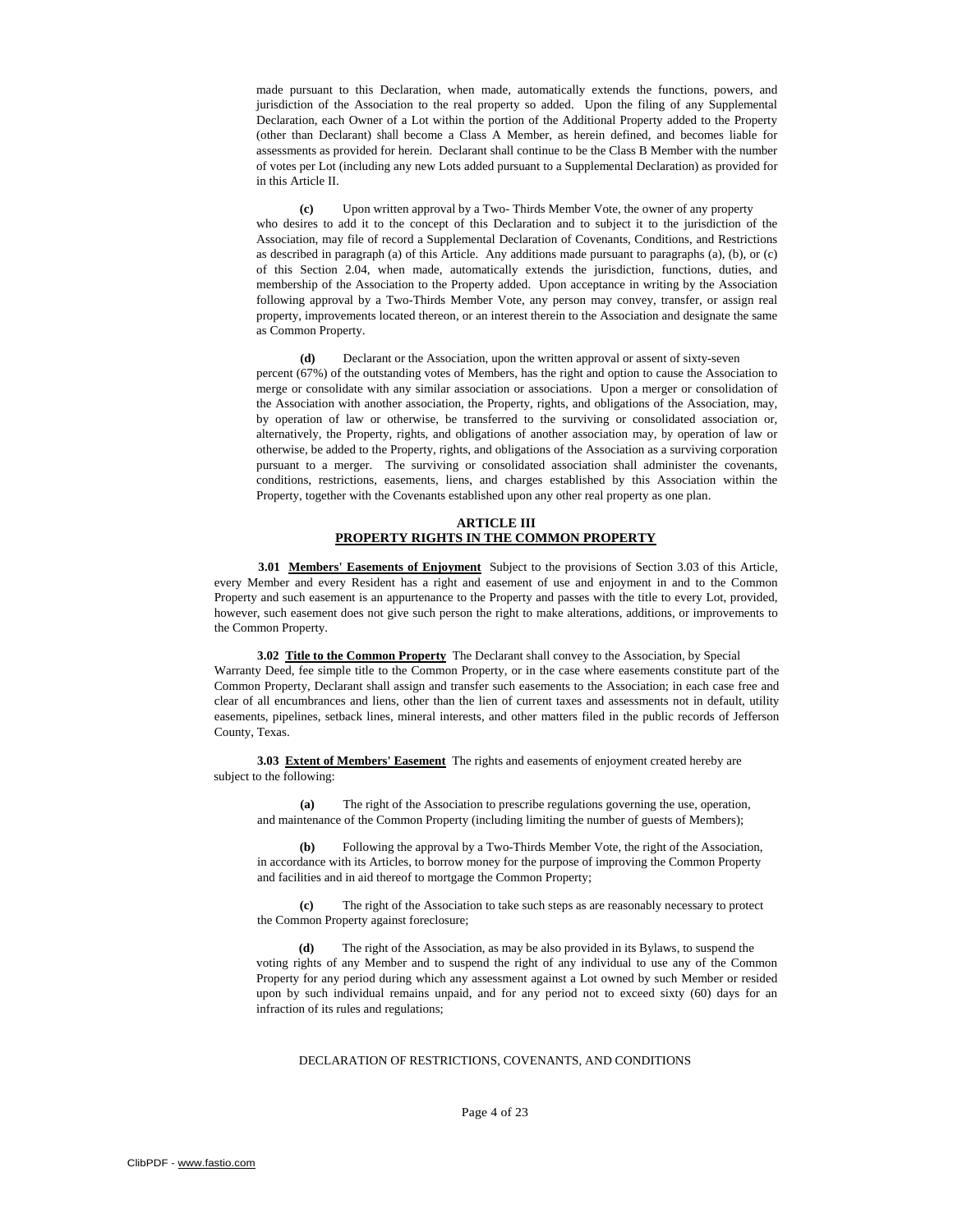made pursuant to this Declaration, when made, automatically extends the functions, powers, and jurisdiction of the Association to the real property so added. Upon the filing of any Supplemental Declaration, each Owner of a Lot within the portion of the Additional Property added to the Property (other than Declarant) shall become a Class A Member, as herein defined, and becomes liable for assessments as provided for herein. Declarant shall continue to be the Class B Member with the number of votes per Lot (including any new Lots added pursuant to a Supplemental Declaration) as provided for in this Article II.

**(c)** Upon written approval by a Two- Thirds Member Vote, the owner of any property who desires to add it to the concept of this Declaration and to subject it to the jurisdiction of the Association, may file of record a Supplemental Declaration of Covenants, Conditions, and Restrictions as described in paragraph (a) of this Article. Any additions made pursuant to paragraphs (a), (b), or (c) of this Section 2.04, when made, automatically extends the jurisdiction, functions, duties, and membership of the Association to the Property added. Upon acceptance in writing by the Association following approval by a Two-Thirds Member Vote, any person may convey, transfer, or assign real property, improvements located thereon, or an interest therein to the Association and designate the same as Common Property.

**(d)** Declarant or the Association, upon the written approval or assent of sixty-seven percent (67%) of the outstanding votes of Members, has the right and option to cause the Association to merge or consolidate with any similar association or associations. Upon a merger or consolidation of the Association with another association, the Property, rights, and obligations of the Association, may, by operation of law or otherwise, be transferred to the surviving or consolidated association or, alternatively, the Property, rights, and obligations of another association may, by operation of law or otherwise, be added to the Property, rights, and obligations of the Association as a surviving corporation pursuant to a merger. The surviving or consolidated association shall administer the covenants, conditions, restrictions, easements, liens, and charges established by this Association within the Property, together with the Covenants established upon any other real property as one plan.

## ARTICLE III
## PROPERTY RIGHTS IN THE COMMON PROPERTY

**3.01 Members' Easements of Enjoyment** Subject to the provisions of Section 3.03 of this Article, every Member and every Resident has a right and easement of use and enjoyment in and to the Common Property and such easement is an appurtenance to the Property and passes with the title to every Lot, provided, however, such easement does not give such person the right to make alterations, additions, or improvements to the Common Property.

**3.02 Title to the Common Property** The Declarant shall convey to the Association, by Special Warranty Deed, fee simple title to the Common Property, or in the case where easements constitute part of the Common Property, Declarant shall assign and transfer such easements to the Association; in each case free and clear of all encumbrances and liens, other than the lien of current taxes and assessments not in default, utility easements, pipelines, setback lines, mineral interests, and other matters filed in the public records of Jefferson County, Texas.

**3.03 Extent of Members' Easement** The rights and easements of enjoyment created hereby are subject to the following:

**(a)** The right of the Association to prescribe regulations governing the use, operation, and maintenance of the Common Property (including limiting the number of guests of Members);

**(b)** Following the approval by a Two-Thirds Member Vote, the right of the Association, in accordance with its Articles, to borrow money for the purpose of improving the Common Property and facilities and in aid thereof to mortgage the Common Property;

**(c)** The right of the Association to take such steps as are reasonably necessary to protect the Common Property against foreclosure;

**(d)** The right of the Association, as may be also provided in its Bylaws, to suspend the voting rights of any Member and to suspend the right of any individual to use any of the Common Property for any period during which any assessment against a Lot owned by such Member or resided upon by such individual remains unpaid, and for any period not to exceed sixty (60) days for an infraction of its rules and regulations;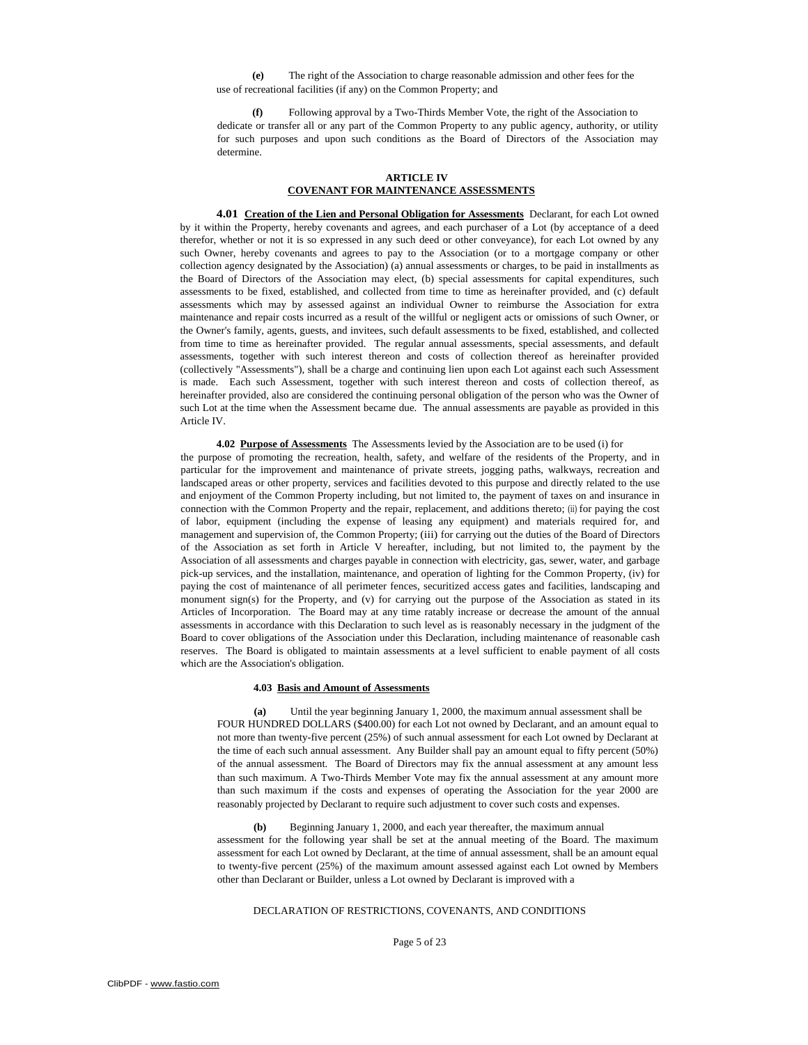**(e)** The right of the Association to charge reasonable admission and other fees for the use of recreational facilities (if any) on the Common Property; and

**(f)** Following approval by a Two-Thirds Member Vote, the right of the Association to dedicate or transfer all or any part of the Common Property to any public agency, authority, or utility for such purposes and upon such conditions as the Board of Directors of the Association may determine.

## ARTICLE IV
## COVENANT FOR MAINTENANCE ASSESSMENTS

**4.01** **Creation of the Lien and Personal Obligation for Assessments** Declarant, for each Lot owned by it within the Property, hereby covenants and agrees, and each purchaser of a Lot (by acceptance of a deed therefor, whether or not it is so expressed in any such deed or other conveyance), for each Lot owned by any such Owner, hereby covenants and agrees to pay to the Association (or to a mortgage company or other collection agency designated by the Association) (a) annual assessments or charges, to be paid in installments as the Board of Directors of the Association may elect, (b) special assessments for capital expenditures, such assessments to be fixed, established, and collected from time to time as hereinafter provided, and (c) default assessments which may by assessed against an individual Owner to reimburse the Association for extra maintenance and repair costs incurred as a result of the willful or negligent acts or omissions of such Owner, or the Owner's family, agents, guests, and invitees, such default assessments to be fixed, established, and collected from time to time as hereinafter provided. The regular annual assessments, special assessments, and default assessments, together with such interest thereon and costs of collection thereof as hereinafter provided (collectively "Assessments"), shall be a charge and continuing lien upon each Lot against each such Assessment is made. Each such Assessment, together with such interest thereon and costs of collection thereof, as hereinafter provided, also are considered the continuing personal obligation of the person who was the Owner of such Lot at the time when the Assessment became due. The annual assessments are payable as provided in this Article IV.

**4.02** **Purpose of Assessments** The Assessments levied by the Association are to be used (i) for the purpose of promoting the recreation, health, safety, and welfare of the residents of the Property, and in particular for the improvement and maintenance of private streets, jogging paths, walkways, recreation and landscaped areas or other property, services and facilities devoted to this purpose and directly related to the use and enjoyment of the Common Property including, but not limited to, the payment of taxes on and insurance in connection with the Common Property and the repair, replacement, and additions thereto; (ii) for paying the cost of labor, equipment (including the expense of leasing any equipment) and materials required for, and management and supervision of, the Common Property; (iii) for carrying out the duties of the Board of Directors of the Association as set forth in Article V hereafter, including, but not limited to, the payment by the Association of all assessments and charges payable in connection with electricity, gas, sewer, water, and garbage pick-up services, and the installation, maintenance, and operation of lighting for the Common Property, (iv) for paying the cost of maintenance of all perimeter fences, securitized access gates and facilities, landscaping and monument sign(s) for the Property, and (v) for carrying out the purpose of the Association as stated in its Articles of Incorporation. The Board may at any time ratably increase or decrease the amount of the annual assessments in accordance with this Declaration to such level as is reasonably necessary in the judgment of the Board to cover obligations of the Association under this Declaration, including maintenance of reasonable cash reserves. The Board is obligated to maintain assessments at a level sufficient to enable payment of all costs which are the Association's obligation.

**4.03** **Basis and Amount of Assessments**

**(a)** Until the year beginning January 1, 2000, the maximum annual assessment shall be FOUR HUNDRED DOLLARS ($400.00) for each Lot not owned by Declarant, and an amount equal to not more than twenty-five percent (25%) of such annual assessment for each Lot owned by Declarant at the time of each such annual assessment. Any Builder shall pay an amount equal to fifty percent (50%) of the annual assessment. The Board of Directors may fix the annual assessment at any amount less than such maximum. A Two-Thirds Member Vote may fix the annual assessment at any amount more than such maximum if the costs and expenses of operating the Association for the year 2000 are reasonably projected by Declarant to require such adjustment to cover such costs and expenses.

**(b)** Beginning January 1, 2000, and each year thereafter, the maximum annual assessment for the following year shall be set at the annual meeting of the Board. The maximum assessment for each Lot owned by Declarant, at the time of annual assessment, shall be an amount equal to twenty-five percent (25%) of the maximum amount assessed against each Lot owned by Members other than Declarant or Builder, unless a Lot owned by Declarant is improved with a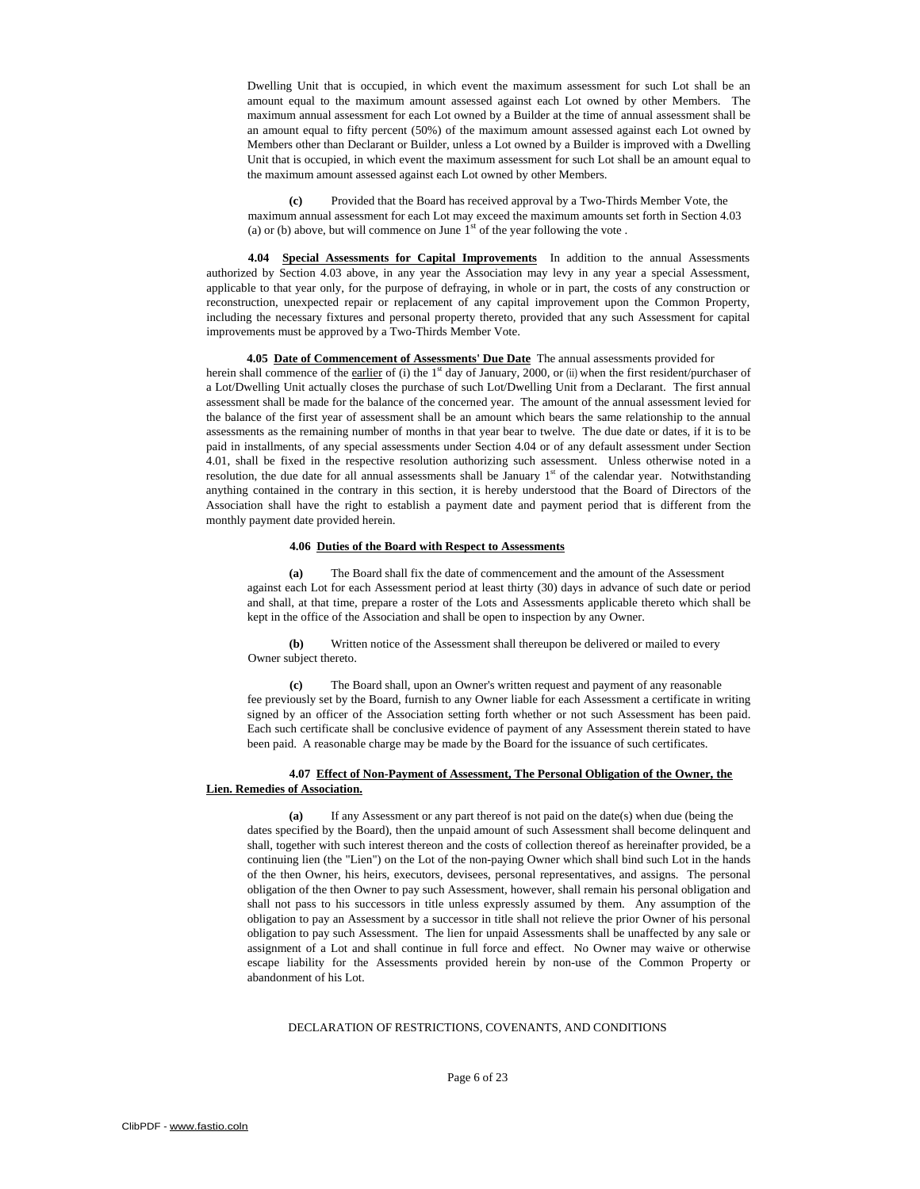Dwelling Unit that is occupied, in which event the maximum assessment for such Lot shall be an amount equal to the maximum amount assessed against each Lot owned by other Members. The maximum annual assessment for each Lot owned by a Builder at the time of annual assessment shall be an amount equal to fifty percent (50%) of the maximum amount assessed against each Lot owned by Members other than Declarant or Builder, unless a Lot owned by a Builder is improved with a Dwelling Unit that is occupied, in which event the maximum assessment for such Lot shall be an amount equal to the maximum amount assessed against each Lot owned by other Members.

**(c)** Provided that the Board has received approval by a Two-Thirds Member Vote, the maximum annual assessment for each Lot may exceed the maximum amounts set forth in Section 4.03 (a) or (b) above, but will commence on June 1st of the year following the vote .

**4.04 Special Assessments for Capital Improvements** In addition to the annual Assessments authorized by Section 4.03 above, in any year the Association may levy in any year a special Assessment, applicable to that year only, for the purpose of defraying, in whole or in part, the costs of any construction or reconstruction, unexpected repair or replacement of any capital improvement upon the Common Property, including the necessary fixtures and personal property thereto, provided that any such Assessment for capital improvements must be approved by a Two-Thirds Member Vote.

**4.05 Date of Commencement of Assessments' Due Date** The annual assessments provided for herein shall commence of the earlier of (i) the 1st day of January, 2000, or (ii) when the first resident/purchaser of a Lot/Dwelling Unit actually closes the purchase of such Lot/Dwelling Unit from a Declarant. The first annual assessment shall be made for the balance of the concerned year. The amount of the annual assessment levied for the balance of the first year of assessment shall be an amount which bears the same relationship to the annual assessments as the remaining number of months in that year bear to twelve. The due date or dates, if it is to be paid in installments, of any special assessments under Section 4.04 or of any default assessment under Section 4.01, shall be fixed in the respective resolution authorizing such assessment. Unless otherwise noted in a resolution, the due date for all annual assessments shall be January 1st of the calendar year. Notwithstanding anything contained in the contrary in this section, it is hereby understood that the Board of Directors of the Association shall have the right to establish a payment date and payment period that is different from the monthly payment date provided herein.

**4.06 Duties of the Board with Respect to Assessments**

**(a)** The Board shall fix the date of commencement and the amount of the Assessment against each Lot for each Assessment period at least thirty (30) days in advance of such date or period and shall, at that time, prepare a roster of the Lots and Assessments applicable thereto which shall be kept in the office of the Association and shall be open to inspection by any Owner.

**(b)** Written notice of the Assessment shall thereupon be delivered or mailed to every Owner subject thereto.

**(c)** The Board shall, upon an Owner's written request and payment of any reasonable fee previously set by the Board, furnish to any Owner liable for each Assessment a certificate in writing signed by an officer of the Association setting forth whether or not such Assessment has been paid. Each such certificate shall be conclusive evidence of payment of any Assessment therein stated to have been paid. A reasonable charge may be made by the Board for the issuance of such certificates.

**4.07 Effect of Non-Payment of Assessment, The Personal Obligation of the Owner, the Lien. Remedies of Association.**

**(a)** If any Assessment or any part thereof is not paid on the date(s) when due (being the dates specified by the Board), then the unpaid amount of such Assessment shall become delinquent and shall, together with such interest thereon and the costs of collection thereof as hereinafter provided, be a continuing lien (the "Lien") on the Lot of the non-paying Owner which shall bind such Lot in the hands of the then Owner, his heirs, executors, devisees, personal representatives, and assigns. The personal obligation of the then Owner to pay such Assessment, however, shall remain his personal obligation and shall not pass to his successors in title unless expressly assumed by them. Any assumption of the obligation to pay an Assessment by a successor in title shall not relieve the prior Owner of his personal obligation to pay such Assessment. The lien for unpaid Assessments shall be unaffected by any sale or assignment of a Lot and shall continue in full force and effect. No Owner may waive or otherwise escape liability for the Assessments provided herein by non-use of the Common Property or abandonment of his Lot.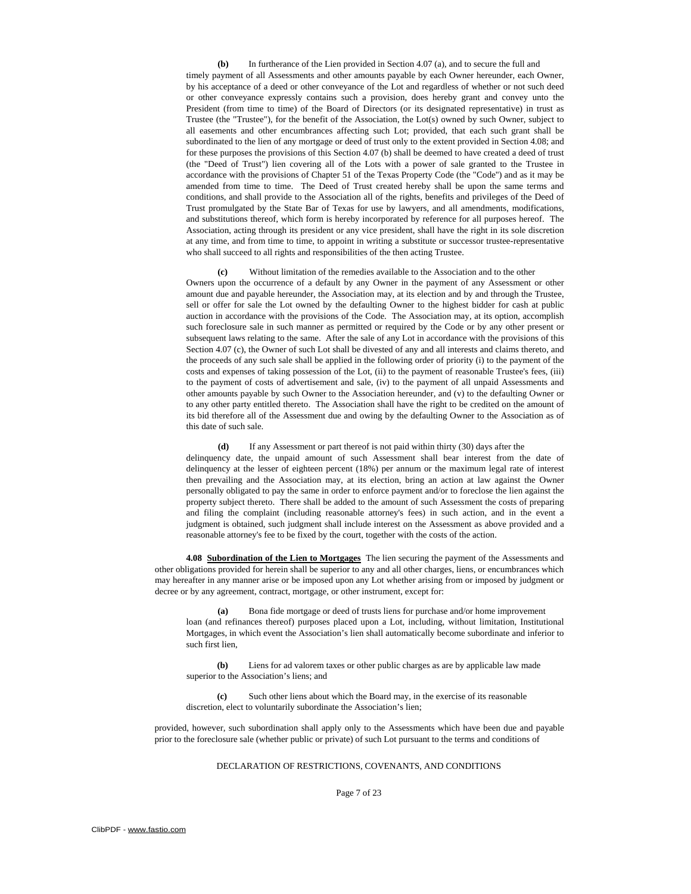**(b)** In furtherance of the Lien provided in Section 4.07 (a), and to secure the full and timely payment of all Assessments and other amounts payable by each Owner hereunder, each Owner, by his acceptance of a deed or other conveyance of the Lot and regardless of whether or not such deed or other conveyance expressly contains such a provision, does hereby grant and convey unto the President (from time to time) of the Board of Directors (or its designated representative) in trust as Trustee (the "Trustee"), for the benefit of the Association, the Lot(s) owned by such Owner, subject to all easements and other encumbrances affecting such Lot; provided, that each such grant shall be subordinated to the lien of any mortgage or deed of trust only to the extent provided in Section 4.08; and for these purposes the provisions of this Section 4.07 (b) shall be deemed to have created a deed of trust (the "Deed of Trust") lien covering all of the Lots with a power of sale granted to the Trustee in accordance with the provisions of Chapter 51 of the Texas Property Code (the "Code") and as it may be amended from time to time. The Deed of Trust created hereby shall be upon the same terms and conditions, and shall provide to the Association all of the rights, benefits and privileges of the Deed of Trust promulgated by the State Bar of Texas for use by lawyers, and all amendments, modifications, and substitutions thereof, which form is hereby incorporated by reference for all purposes hereof. The Association, acting through its president or any vice president, shall have the right in its sole discretion at any time, and from time to time, to appoint in writing a substitute or successor trustee-representative who shall succeed to all rights and responsibilities of the then acting Trustee.

**(c)** Without limitation of the remedies available to the Association and to the other Owners upon the occurrence of a default by any Owner in the payment of any Assessment or other amount due and payable hereunder, the Association may, at its election and by and through the Trustee, sell or offer for sale the Lot owned by the defaulting Owner to the highest bidder for cash at public auction in accordance with the provisions of the Code. The Association may, at its option, accomplish such foreclosure sale in such manner as permitted or required by the Code or by any other present or subsequent laws relating to the same. After the sale of any Lot in accordance with the provisions of this Section 4.07 (c), the Owner of such Lot shall be divested of any and all interests and claims thereto, and the proceeds of any such sale shall be applied in the following order of priority (i) to the payment of the costs and expenses of taking possession of the Lot, (ii) to the payment of reasonable Trustee's fees, (iii) to the payment of costs of advertisement and sale, (iv) to the payment of all unpaid Assessments and other amounts payable by such Owner to the Association hereunder, and (v) to the defaulting Owner or to any other party entitled thereto. The Association shall have the right to be credited on the amount of its bid therefore all of the Assessment due and owing by the defaulting Owner to the Association as of this date of such sale.

**(d)** If any Assessment or part thereof is not paid within thirty (30) days after the delinquency date, the unpaid amount of such Assessment shall bear interest from the date of delinquency at the lesser of eighteen percent (18%) per annum or the maximum legal rate of interest then prevailing and the Association may, at its election, bring an action at law against the Owner personally obligated to pay the same in order to enforce payment and/or to foreclose the lien against the property subject thereto. There shall be added to the amount of such Assessment the costs of preparing and filing the complaint (including reasonable attorney's fees) in such action, and in the event a judgment is obtained, such judgment shall include interest on the Assessment as above provided and a reasonable attorney's fee to be fixed by the court, together with the costs of the action.

**4.08 Subordination of the Lien to Mortgages** The lien securing the payment of the Assessments and other obligations provided for herein shall be superior to any and all other charges, liens, or encumbrances which may hereafter in any manner arise or be imposed upon any Lot whether arising from or imposed by judgment or decree or by any agreement, contract, mortgage, or other instrument, except for:

**(a)** Bona fide mortgage or deed of trusts liens for purchase and/or home improvement loan (and refinances thereof) purposes placed upon a Lot, including, without limitation, Institutional Mortgages, in which event the Association's lien shall automatically become subordinate and inferior to such first lien,

**(b)** Liens for ad valorem taxes or other public charges as are by applicable law made superior to the Association's liens; and

**(c)** Such other liens about which the Board may, in the exercise of its reasonable discretion, elect to voluntarily subordinate the Association's lien;

provided, however, such subordination shall apply only to the Assessments which have been due and payable prior to the foreclosure sale (whether public or private) of such Lot pursuant to the terms and conditions of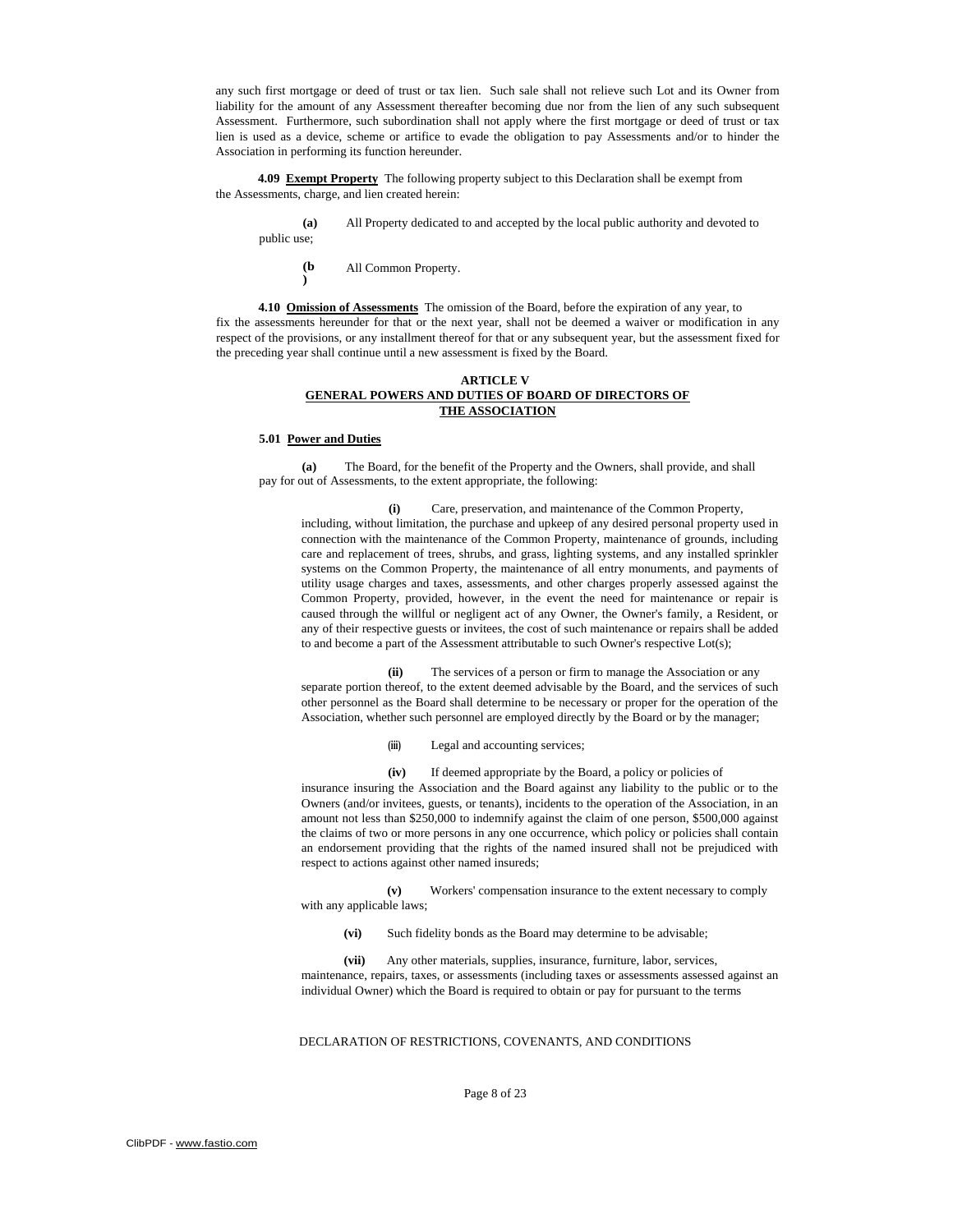any such first mortgage or deed of trust or tax lien. Such sale shall not relieve such Lot and its Owner from liability for the amount of any Assessment thereafter becoming due nor from the lien of any such subsequent Assessment. Furthermore, such subordination shall not apply where the first mortgage or deed of trust or tax lien is used as a device, scheme or artifice to evade the obligation to pay Assessments and/or to hinder the Association in performing its function hereunder.

**4.09 Exempt Property** The following property subject to this Declaration shall be exempt from the Assessments, charge, and lien created herein:

**(a)** All Property dedicated to and accepted by the local public authority and devoted to public use;

**(b)** All Common Property.

**4.10 Omission of Assessments** The omission of the Board, before the expiration of any year, to fix the assessments hereunder for that or the next year, shall not be deemed a waiver or modification in any respect of the provisions, or any installment thereof for that or any subsequent year, but the assessment fixed for the preceding year shall continue until a new assessment is fixed by the Board.

## ARTICLE V
## GENERAL POWERS AND DUTIES OF BOARD OF DIRECTORS OF THE ASSOCIATION

**5.01 Power and Duties**

**(a)** The Board, for the benefit of the Property and the Owners, shall provide, and shall pay for out of Assessments, to the extent appropriate, the following:

**(i)** Care, preservation, and maintenance of the Common Property, including, without limitation, the purchase and upkeep of any desired personal property used in connection with the maintenance of the Common Property, maintenance of grounds, including care and replacement of trees, shrubs, and grass, lighting systems, and any installed sprinkler systems on the Common Property, the maintenance of all entry monuments, and payments of utility usage charges and taxes, assessments, and other charges properly assessed against the Common Property, provided, however, in the event the need for maintenance or repair is caused through the willful or negligent act of any Owner, the Owner's family, a Resident, or any of their respective guests or invitees, the cost of such maintenance or repairs shall be added to and become a part of the Assessment attributable to such Owner's respective Lot(s);

**(ii)** The services of a person or firm to manage the Association or any separate portion thereof, to the extent deemed advisable by the Board, and the services of such other personnel as the Board shall determine to be necessary or proper for the operation of the Association, whether such personnel are employed directly by the Board or by the manager;

**(iii)** Legal and accounting services;

**(iv)** If deemed appropriate by the Board, a policy or policies of insurance insuring the Association and the Board against any liability to the public or to the Owners (and/or invitees, guests, or tenants), incidents to the operation of the Association, in an amount not less than $250,000 to indemnify against the claim of one person, $500,000 against the claims of two or more persons in any one occurrence, which policy or policies shall contain an endorsement providing that the rights of the named insured shall not be prejudiced with respect to actions against other named insureds;

**(v)** Workers' compensation insurance to the extent necessary to comply with any applicable laws;

**(vi)** Such fidelity bonds as the Board may determine to be advisable;

**(vii)** Any other materials, supplies, insurance, furniture, labor, services, maintenance, repairs, taxes, or assessments (including taxes or assessments assessed against an individual Owner) which the Board is required to obtain or pay for pursuant to the terms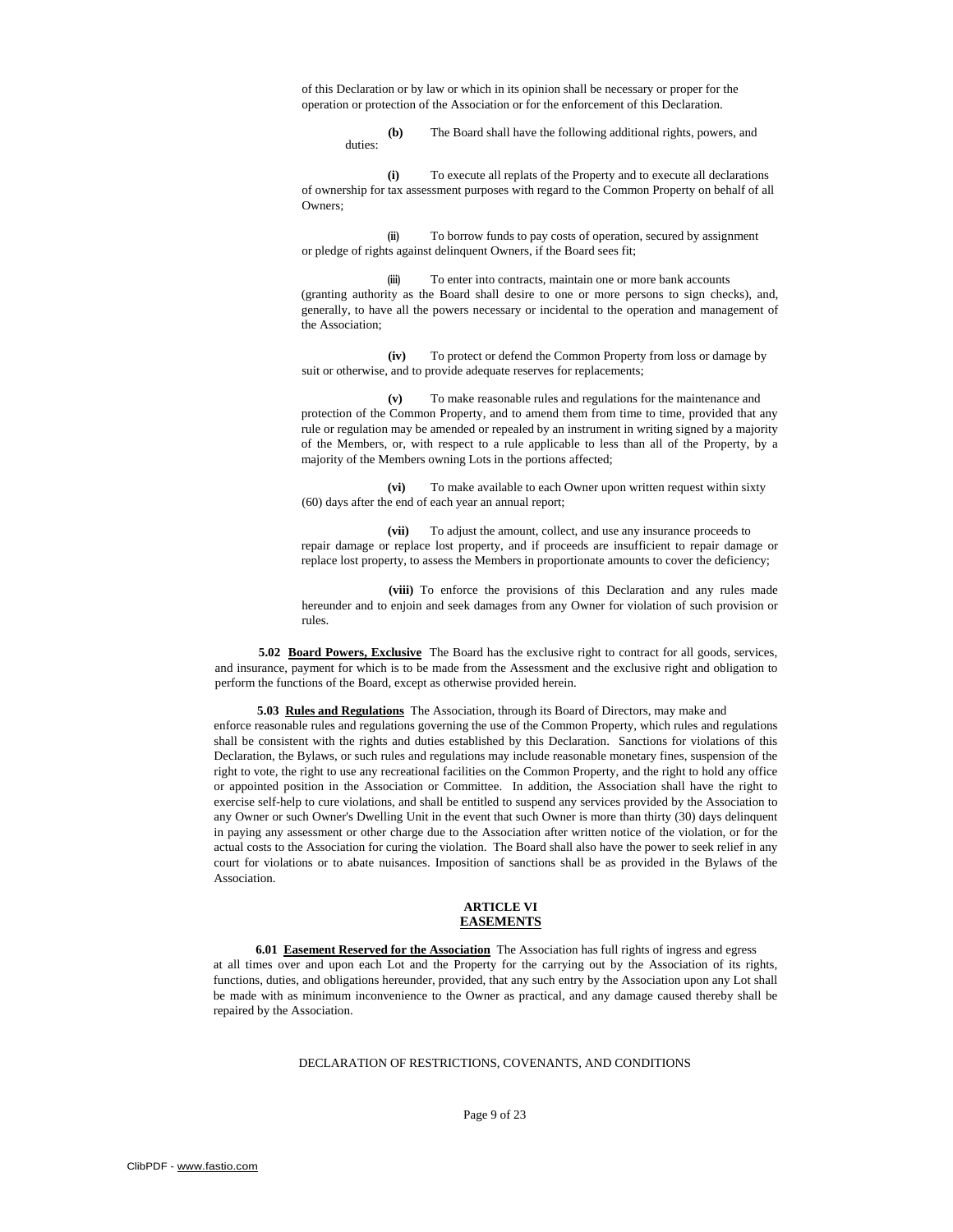of this Declaration or by law or which in its opinion shall be necessary or proper for the operation or protection of the Association or for the enforcement of this Declaration.

**(b)** The Board shall have the following additional rights, powers, and duties:

**(i)** To execute all replats of the Property and to execute all declarations of ownership for tax assessment purposes with regard to the Common Property on behalf of all Owners;

**(ii)** To borrow funds to pay costs of operation, secured by assignment or pledge of rights against delinquent Owners, if the Board sees fit;

**(iii)** To enter into contracts, maintain one or more bank accounts (granting authority as the Board shall desire to one or more persons to sign checks), and, generally, to have all the powers necessary or incidental to the operation and management of the Association;

**(iv)** To protect or defend the Common Property from loss or damage by suit or otherwise, and to provide adequate reserves for replacements;

**(v)** To make reasonable rules and regulations for the maintenance and protection of the Common Property, and to amend them from time to time, provided that any rule or regulation may be amended or repealed by an instrument in writing signed by a majority of the Members, or, with respect to a rule applicable to less than all of the Property, by a majority of the Members owning Lots in the portions affected;

**(vi)** To make available to each Owner upon written request within sixty (60) days after the end of each year an annual report;

**(vii)** To adjust the amount, collect, and use any insurance proceeds to repair damage or replace lost property, and if proceeds are insufficient to repair damage or replace lost property, to assess the Members in proportionate amounts to cover the deficiency;

**(viii)** To enforce the provisions of this Declaration and any rules made hereunder and to enjoin and seek damages from any Owner for violation of such provision or rules.

**5.02 Board Powers, Exclusive** The Board has the exclusive right to contract for all goods, services, and insurance, payment for which is to be made from the Assessment and the exclusive right and obligation to perform the functions of the Board, except as otherwise provided herein.

**5.03 Rules and Regulations** The Association, through its Board of Directors, may make and enforce reasonable rules and regulations governing the use of the Common Property, which rules and regulations shall be consistent with the rights and duties established by this Declaration. Sanctions for violations of this Declaration, the Bylaws, or such rules and regulations may include reasonable monetary fines, suspension of the right to vote, the right to use any recreational facilities on the Common Property, and the right to hold any office or appointed position in the Association or Committee. In addition, the Association shall have the right to exercise self-help to cure violations, and shall be entitled to suspend any services provided by the Association to any Owner or such Owner's Dwelling Unit in the event that such Owner is more than thirty (30) days delinquent in paying any assessment or other charge due to the Association after written notice of the violation, or for the actual costs to the Association for curing the violation. The Board shall also have the power to seek relief in any court for violations or to abate nuisances. Imposition of sanctions shall be as provided in the Bylaws of the Association.

## ARTICLE VI
## EASEMENTS

**6.01 Easement Reserved for the Association** The Association has full rights of ingress and egress at all times over and upon each Lot and the Property for the carrying out by the Association of its rights, functions, duties, and obligations hereunder, provided, that any such entry by the Association upon any Lot shall be made with as minimum inconvenience to the Owner as practical, and any damage caused thereby shall be repaired by the Association.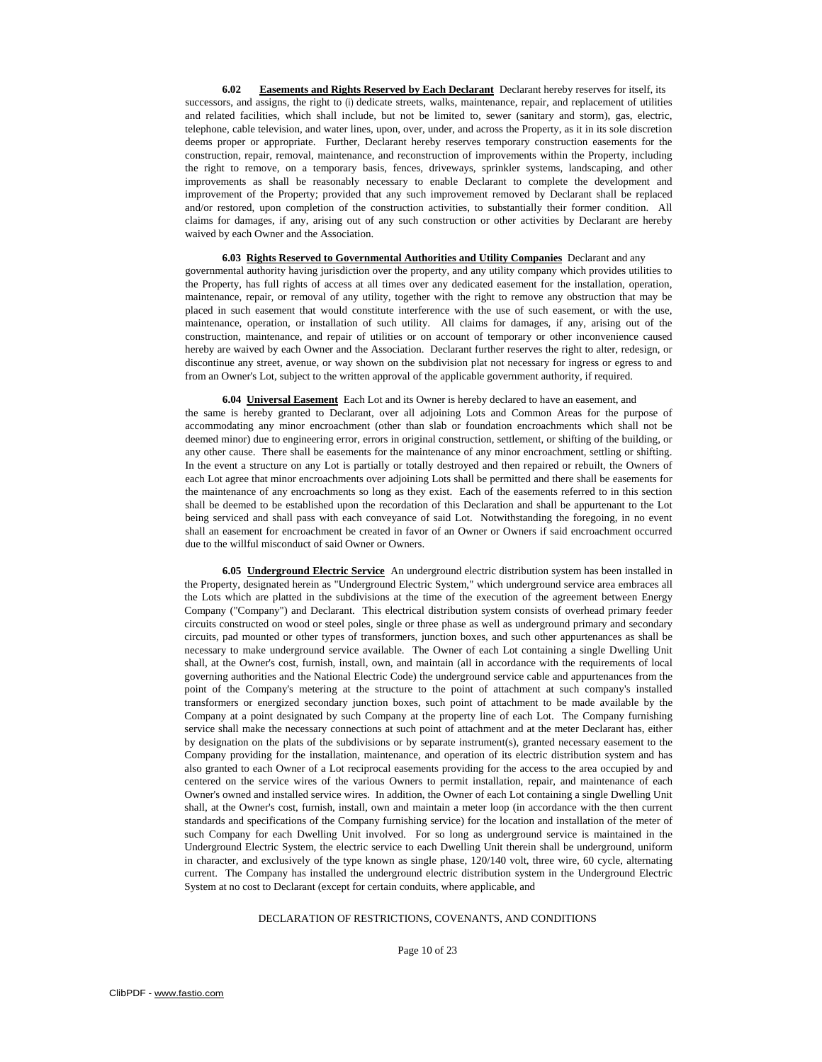**6.02 <u>Easements and Rights Reserved by Each Declarant</u>** Declarant hereby reserves for itself, its successors, and assigns, the right to (i) dedicate streets, walks, maintenance, repair, and replacement of utilities and related facilities, which shall include, but not be limited to, sewer (sanitary and storm), gas, electric, telephone, cable television, and water lines, upon, over, under, and across the Property, as it in its sole discretion deems proper or appropriate. Further, Declarant hereby reserves temporary construction easements for the construction, repair, removal, maintenance, and reconstruction of improvements within the Property, including the right to remove, on a temporary basis, fences, driveways, sprinkler systems, landscaping, and other improvements as shall be reasonably necessary to enable Declarant to complete the development and improvement of the Property; provided that any such improvement removed by Declarant shall be replaced and/or restored, upon completion of the construction activities, to substantially their former condition. All claims for damages, if any, arising out of any such construction or other activities by Declarant are hereby waived by each Owner and the Association.

**6.03 <u>Rights Reserved to Governmental Authorities and Utility Companies</u>** Declarant and any governmental authority having jurisdiction over the property, and any utility company which provides utilities to the Property, has full rights of access at all times over any dedicated easement for the installation, operation, maintenance, repair, or removal of any utility, together with the right to remove any obstruction that may be placed in such easement that would constitute interference with the use of such easement, or with the use, maintenance, operation, or installation of such utility. All claims for damages, if any, arising out of the construction, maintenance, and repair of utilities or on account of temporary or other inconvenience caused hereby are waived by each Owner and the Association. Declarant further reserves the right to alter, redesign, or discontinue any street, avenue, or way shown on the subdivision plat not necessary for ingress or egress to and from an Owner's Lot, subject to the written approval of the applicable government authority, if required.

**6.04 <u>Universal Easement</u>** Each Lot and its Owner is hereby declared to have an easement, and the same is hereby granted to Declarant, over all adjoining Lots and Common Areas for the purpose of accommodating any minor encroachment (other than slab or foundation encroachments which shall not be deemed minor) due to engineering error, errors in original construction, settlement, or shifting of the building, or any other cause. There shall be easements for the maintenance of any minor encroachment, settling or shifting. In the event a structure on any Lot is partially or totally destroyed and then repaired or rebuilt, the Owners of each Lot agree that minor encroachments over adjoining Lots shall be permitted and there shall be easements for the maintenance of any encroachments so long as they exist. Each of the easements referred to in this section shall be deemed to be established upon the recordation of this Declaration and shall be appurtenant to the Lot being serviced and shall pass with each conveyance of said Lot. Notwithstanding the foregoing, in no event shall an easement for encroachment be created in favor of an Owner or Owners if said encroachment occurred due to the willful misconduct of said Owner or Owners.

**6.05 <u>Underground Electric Service</u>** An underground electric distribution system has been installed in the Property, designated herein as "Underground Electric System," which underground service area embraces all the Lots which are platted in the subdivisions at the time of the execution of the agreement between Energy Company ("Company") and Declarant. This electrical distribution system consists of overhead primary feeder circuits constructed on wood or steel poles, single or three phase as well as underground primary and secondary circuits, pad mounted or other types of transformers, junction boxes, and such other appurtenances as shall be necessary to make underground service available. The Owner of each Lot containing a single Dwelling Unit shall, at the Owner's cost, furnish, install, own, and maintain (all in accordance with the requirements of local governing authorities and the National Electric Code) the underground service cable and appurtenances from the point of the Company's metering at the structure to the point of attachment at such company's installed transformers or energized secondary junction boxes, such point of attachment to be made available by the Company at a point designated by such Company at the property line of each Lot. The Company furnishing service shall make the necessary connections at such point of attachment and at the meter Declarant has, either by designation on the plats of the subdivisions or by separate instrument(s), granted necessary easement to the Company providing for the installation, maintenance, and operation of its electric distribution system and has also granted to each Owner of a Lot reciprocal easements providing for the access to the area occupied by and centered on the service wires of the various Owners to permit installation, repair, and maintenance of each Owner's owned and installed service wires. In addition, the Owner of each Lot containing a single Dwelling Unit shall, at the Owner's cost, furnish, install, own and maintain a meter loop (in accordance with the then current standards and specifications of the Company furnishing service) for the location and installation of the meter of such Company for each Dwelling Unit involved. For so long as underground service is maintained in the Underground Electric System, the electric service to each Dwelling Unit therein shall be underground, uniform in character, and exclusively of the type known as single phase, 120/140 volt, three wire, 60 cycle, alternating current. The Company has installed the underground electric distribution system in the Underground Electric System at no cost to Declarant (except for certain conduits, where applicable, and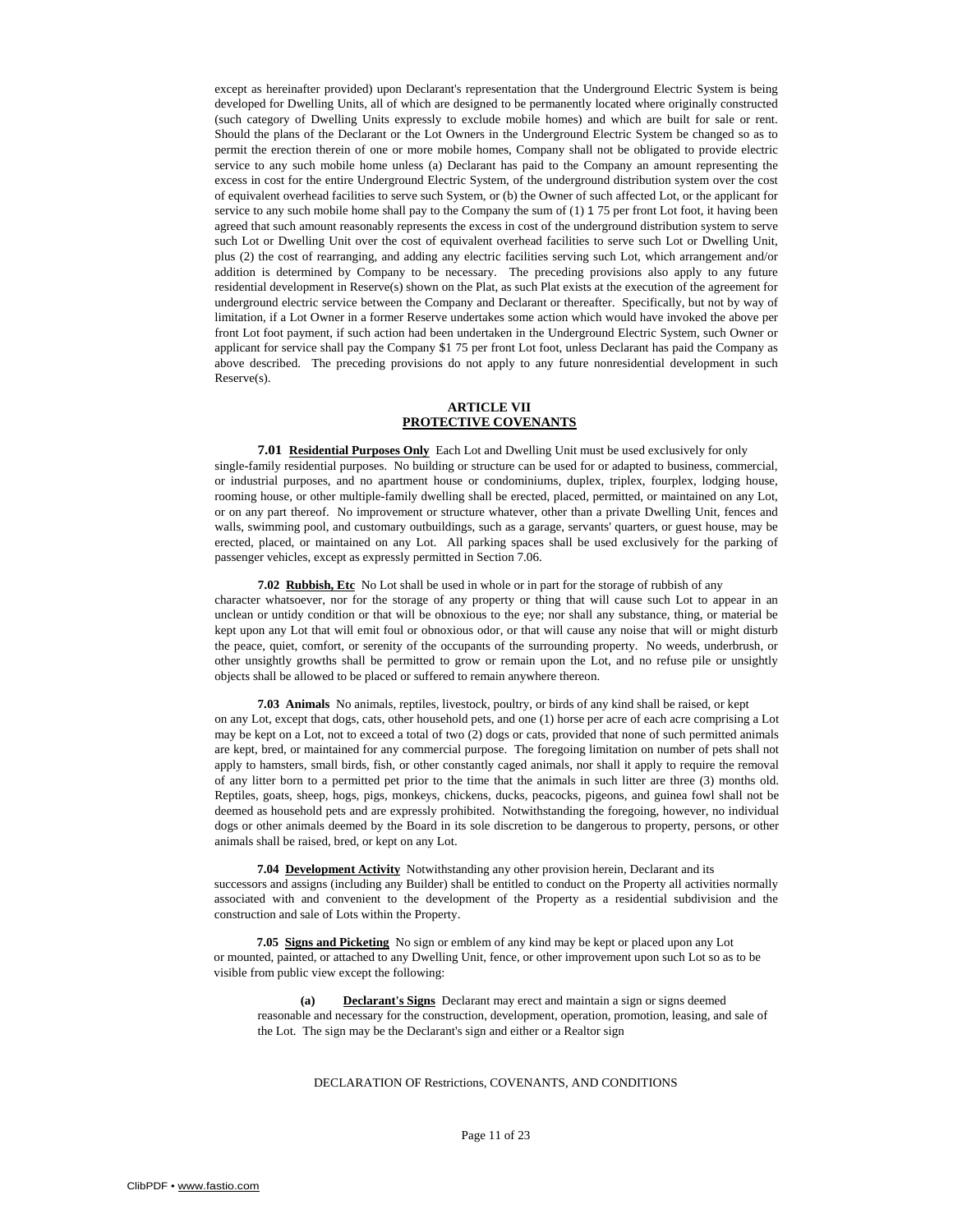except as hereinafter provided) upon Declarant's representation that the Underground Electric System is being developed for Dwelling Units, all of which are designed to be permanently located where originally constructed (such category of Dwelling Units expressly to exclude mobile homes) and which are built for sale or rent. Should the plans of the Declarant or the Lot Owners in the Underground Electric System be changed so as to permit the erection therein of one or more mobile homes, Company shall not be obligated to provide electric service to any such mobile home unless (a) Declarant has paid to the Company an amount representing the excess in cost for the entire Underground Electric System, of the underground distribution system over the cost of equivalent overhead facilities to serve such System, or (b) the Owner of such affected Lot, or the applicant for service to any such mobile home shall pay to the Company the sum of (1) 1 75 per front Lot foot, it having been agreed that such amount reasonably represents the excess in cost of the underground distribution system to serve such Lot or Dwelling Unit over the cost of equivalent overhead facilities to serve such Lot or Dwelling Unit, plus (2) the cost of rearranging, and adding any electric facilities serving such Lot, which arrangement and/or addition is determined by Company to be necessary. The preceding provisions also apply to any future residential development in Reserve(s) shown on the Plat, as such Plat exists at the execution of the agreement for underground electric service between the Company and Declarant or thereafter. Specifically, but not by way of limitation, if a Lot Owner in a former Reserve undertakes some action which would have invoked the above per front Lot foot payment, if such action had been undertaken in the Underground Electric System, such Owner or applicant for service shall pay the Company $1 75 per front Lot foot, unless Declarant has paid the Company as above described. The preceding provisions do not apply to any future nonresidential development in such Reserve(s).

## ARTICLE VII
## PROTECTIVE COVENANTS

**7.01** **Residential Purposes Only** Each Lot and Dwelling Unit must be used exclusively for only single-family residential purposes. No building or structure can be used for or adapted to business, commercial, or industrial purposes, and no apartment house or condominiums, duplex, triplex, fourplex, lodging house, rooming house, or other multiple-family dwelling shall be erected, placed, permitted, or maintained on any Lot, or on any part thereof. No improvement or structure whatever, other than a private Dwelling Unit, fences and walls, swimming pool, and customary outbuildings, such as a garage, servants' quarters, or guest house, may be erected, placed, or maintained on any Lot. All parking spaces shall be used exclusively for the parking of passenger vehicles, except as expressly permitted in Section 7.06.

**7.02** **Rubbish, Etc** No Lot shall be used in whole or in part for the storage of rubbish of any character whatsoever, nor for the storage of any property or thing that will cause such Lot to appear in an unclean or untidy condition or that will be obnoxious to the eye; nor shall any substance, thing, or material be kept upon any Lot that will emit foul or obnoxious odor, or that will cause any noise that will or might disturb the peace, quiet, comfort, or serenity of the occupants of the surrounding property. No weeds, underbrush, or other unsightly growths shall be permitted to grow or remain upon the Lot, and no refuse pile or unsightly objects shall be allowed to be placed or suffered to remain anywhere thereon.

**7.03** **Animals** No animals, reptiles, livestock, poultry, or birds of any kind shall be raised, or kept on any Lot, except that dogs, cats, other household pets, and one (1) horse per acre of each acre comprising a Lot may be kept on a Lot, not to exceed a total of two (2) dogs or cats, provided that none of such permitted animals are kept, bred, or maintained for any commercial purpose. The foregoing limitation on number of pets shall not apply to hamsters, small birds, fish, or other constantly caged animals, nor shall it apply to require the removal of any litter born to a permitted pet prior to the time that the animals in such litter are three (3) months old. Reptiles, goats, sheep, hogs, pigs, monkeys, chickens, ducks, peacocks, pigeons, and guinea fowl shall not be deemed as household pets and are expressly prohibited. Notwithstanding the foregoing, however, no individual dogs or other animals deemed by the Board in its sole discretion to be dangerous to property, persons, or other animals shall be raised, bred, or kept on any Lot.

**7.04** **Development Activity** Notwithstanding any other provision herein, Declarant and its successors and assigns (including any Builder) shall be entitled to conduct on the Property all activities normally associated with and convenient to the development of the Property as a residential subdivision and the construction and sale of Lots within the Property.

**7.05** **Signs and Picketing** No sign or emblem of any kind may be kept or placed upon any Lot or mounted, painted, or attached to any Dwelling Unit, fence, or other improvement upon such Lot so as to be visible from public view except the following:

**(a)** **Declarant's Signs** Declarant may erect and maintain a sign or signs deemed reasonable and necessary for the construction, development, operation, promotion, leasing, and sale of the Lot. The sign may be the Declarant's sign and either or a Realtor sign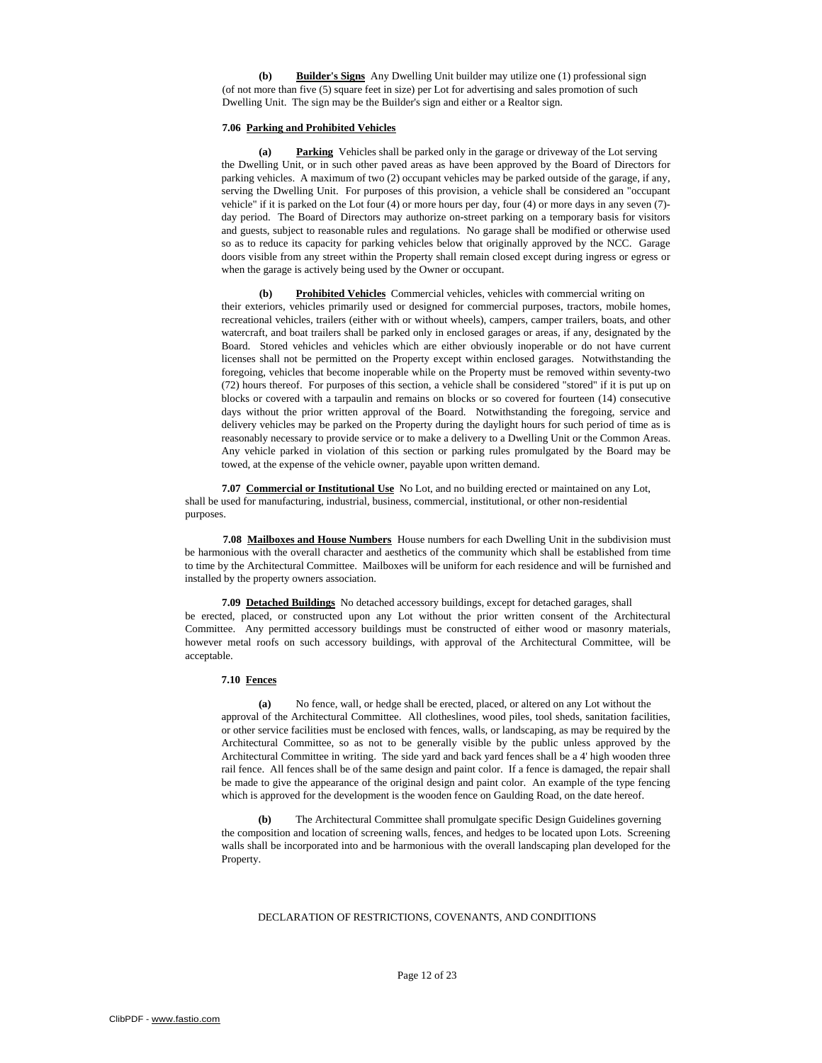**(b) Builder's Signs** Any Dwelling Unit builder may utilize one (1) professional sign (of not more than five (5) square feet in size) per Lot for advertising and sales promotion of such Dwelling Unit. The sign may be the Builder's sign and either or a Realtor sign.

**7.06 Parking and Prohibited Vehicles**

**(a) Parking** Vehicles shall be parked only in the garage or driveway of the Lot serving the Dwelling Unit, or in such other paved areas as have been approved by the Board of Directors for parking vehicles. A maximum of two (2) occupant vehicles may be parked outside of the garage, if any, serving the Dwelling Unit. For purposes of this provision, a vehicle shall be considered an "occupant vehicle" if it is parked on the Lot four (4) or more hours per day, four (4) or more days in any seven (7)-day period. The Board of Directors may authorize on-street parking on a temporary basis for visitors and guests, subject to reasonable rules and regulations. No garage shall be modified or otherwise used so as to reduce its capacity for parking vehicles below that originally approved by the NCC. Garage doors visible from any street within the Property shall remain closed except during ingress or egress or when the garage is actively being used by the Owner or occupant.

**(b) Prohibited Vehicles** Commercial vehicles, vehicles with commercial writing on their exteriors, vehicles primarily used or designed for commercial purposes, tractors, mobile homes, recreational vehicles, trailers (either with or without wheels), campers, camper trailers, boats, and other watercraft, and boat trailers shall be parked only in enclosed garages or areas, if any, designated by the Board. Stored vehicles and vehicles which are either obviously inoperable or do not have current licenses shall not be permitted on the Property except within enclosed garages. Notwithstanding the foregoing, vehicles that become inoperable while on the Property must be removed within seventy-two (72) hours thereof. For purposes of this section, a vehicle shall be considered "stored" if it is put up on blocks or covered with a tarpaulin and remains on blocks or so covered for fourteen (14) consecutive days without the prior written approval of the Board. Notwithstanding the foregoing, service and delivery vehicles may be parked on the Property during the daylight hours for such period of time as is reasonably necessary to provide service or to make a delivery to a Dwelling Unit or the Common Areas. Any vehicle parked in violation of this section or parking rules promulgated by the Board may be towed, at the expense of the vehicle owner, payable upon written demand.

**7.07 Commercial or Institutional Use** No Lot, and no building erected or maintained on any Lot, shall be used for manufacturing, industrial, business, commercial, institutional, or other non-residential purposes.

**7.08 Mailboxes and House Numbers** House numbers for each Dwelling Unit in the subdivision must be harmonious with the overall character and aesthetics of the community which shall be established from time to time by the Architectural Committee. Mailboxes will be uniform for each residence and will be furnished and installed by the property owners association.

**7.09 Detached Buildings** No detached accessory buildings, except for detached garages, shall be erected, placed, or constructed upon any Lot without the prior written consent of the Architectural Committee. Any permitted accessory buildings must be constructed of either wood or masonry materials, however metal roofs on such accessory buildings, with approval of the Architectural Committee, will be acceptable.

**7.10 Fences**

**(a)** No fence, wall, or hedge shall be erected, placed, or altered on any Lot without the approval of the Architectural Committee. All clotheslines, wood piles, tool sheds, sanitation facilities, or other service facilities must be enclosed with fences, walls, or landscaping, as may be required by the Architectural Committee, so as not to be generally visible by the public unless approved by the Architectural Committee in writing. The side yard and back yard fences shall be a 4' high wooden three rail fence. All fences shall be of the same design and paint color. If a fence is damaged, the repair shall be made to give the appearance of the original design and paint color. An example of the type fencing which is approved for the development is the wooden fence on Gaulding Road, on the date hereof.

**(b)** The Architectural Committee shall promulgate specific Design Guidelines governing the composition and location of screening walls, fences, and hedges to be located upon Lots. Screening walls shall be incorporated into and be harmonious with the overall landscaping plan developed for the Property.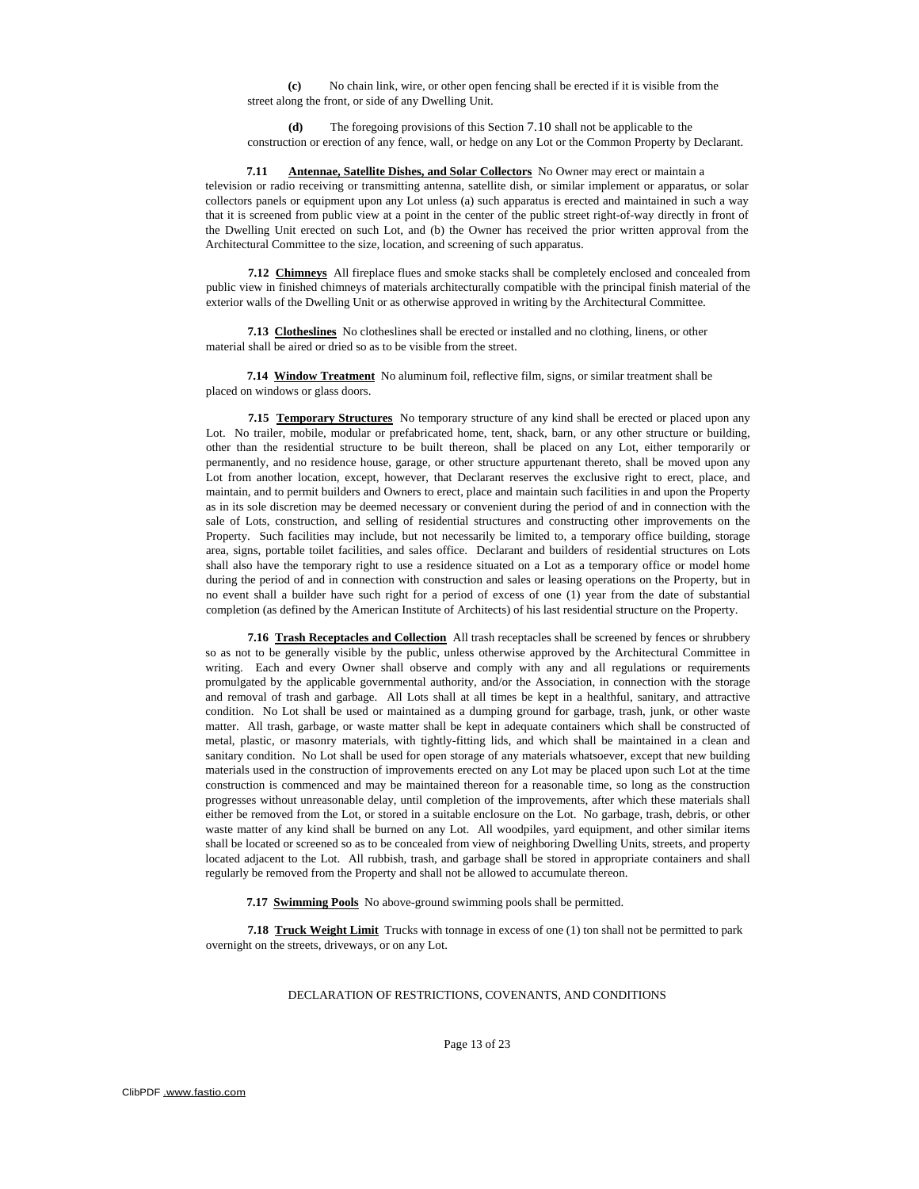**(c)** No chain link, wire, or other open fencing shall be erected if it is visible from the street along the front, or side of any Dwelling Unit.

**(d)** The foregoing provisions of this Section 7.10 shall not be applicable to the construction or erection of any fence, wall, or hedge on any Lot or the Common Property by Declarant.

**7.11 <u>Antennae, Satellite Dishes, and Solar Collectors</u>** No Owner may erect or maintain a television or radio receiving or transmitting antenna, satellite dish, or similar implement or apparatus, or solar collectors panels or equipment upon any Lot unless (a) such apparatus is erected and maintained in such a way that it is screened from public view at a point in the center of the public street right-of-way directly in front of the Dwelling Unit erected on such Lot, and (b) the Owner has received the prior written approval from the Architectural Committee to the size, location, and screening of such apparatus.

**7.12 <u>Chimneys</u>** All fireplace flues and smoke stacks shall be completely enclosed and concealed from public view in finished chimneys of materials architecturally compatible with the principal finish material of the exterior walls of the Dwelling Unit or as otherwise approved in writing by the Architectural Committee.

**7.13 <u>Clotheslines</u>** No clotheslines shall be erected or installed and no clothing, linens, or other material shall be aired or dried so as to be visible from the street.

**7.14 <u>Window Treatment</u>** No aluminum foil, reflective film, signs, or similar treatment shall be placed on windows or glass doors.

**7.15 <u>Temporary Structures</u>** No temporary structure of any kind shall be erected or placed upon any Lot. No trailer, mobile, modular or prefabricated home, tent, shack, barn, or any other structure or building, other than the residential structure to be built thereon, shall be placed on any Lot, either temporarily or permanently, and no residence house, garage, or other structure appurtenant thereto, shall be moved upon any Lot from another location, except, however, that Declarant reserves the exclusive right to erect, place, and maintain, and to permit builders and Owners to erect, place and maintain such facilities in and upon the Property as in its sole discretion may be deemed necessary or convenient during the period of and in connection with the sale of Lots, construction, and selling of residential structures and constructing other improvements on the Property. Such facilities may include, but not necessarily be limited to, a temporary office building, storage area, signs, portable toilet facilities, and sales office. Declarant and builders of residential structures on Lots shall also have the temporary right to use a residence situated on a Lot as a temporary office or model home during the period of and in connection with construction and sales or leasing operations on the Property, but in no event shall a builder have such right for a period of excess of one (1) year from the date of substantial completion (as defined by the American Institute of Architects) of his last residential structure on the Property.

**7.16 <u>Trash Receptacles and Collection</u>** All trash receptacles shall be screened by fences or shrubbery so as not to be generally visible by the public, unless otherwise approved by the Architectural Committee in writing. Each and every Owner shall observe and comply with any and all regulations or requirements promulgated by the applicable governmental authority, and/or the Association, in connection with the storage and removal of trash and garbage. All Lots shall at all times be kept in a healthful, sanitary, and attractive condition. No Lot shall be used or maintained as a dumping ground for garbage, trash, junk, or other waste matter. All trash, garbage, or waste matter shall be kept in adequate containers which shall be constructed of metal, plastic, or masonry materials, with tightly-fitting lids, and which shall be maintained in a clean and sanitary condition. No Lot shall be used for open storage of any materials whatsoever, except that new building materials used in the construction of improvements erected on any Lot may be placed upon such Lot at the time construction is commenced and may be maintained thereon for a reasonable time, so long as the construction progresses without unreasonable delay, until completion of the improvements, after which these materials shall either be removed from the Lot, or stored in a suitable enclosure on the Lot. No garbage, trash, debris, or other waste matter of any kind shall be burned on any Lot. All woodpiles, yard equipment, and other similar items shall be located or screened so as to be concealed from view of neighboring Dwelling Units, streets, and property located adjacent to the Lot. All rubbish, trash, and garbage shall be stored in appropriate containers and shall regularly be removed from the Property and shall not be allowed to accumulate thereon.

**7.17 <u>Swimming Pools</u>** No above-ground swimming pools shall be permitted.

**7.18 <u>Truck Weight Limit</u>** Trucks with tonnage in excess of one (1) ton shall not be permitted to park overnight on the streets, driveways, or on any Lot.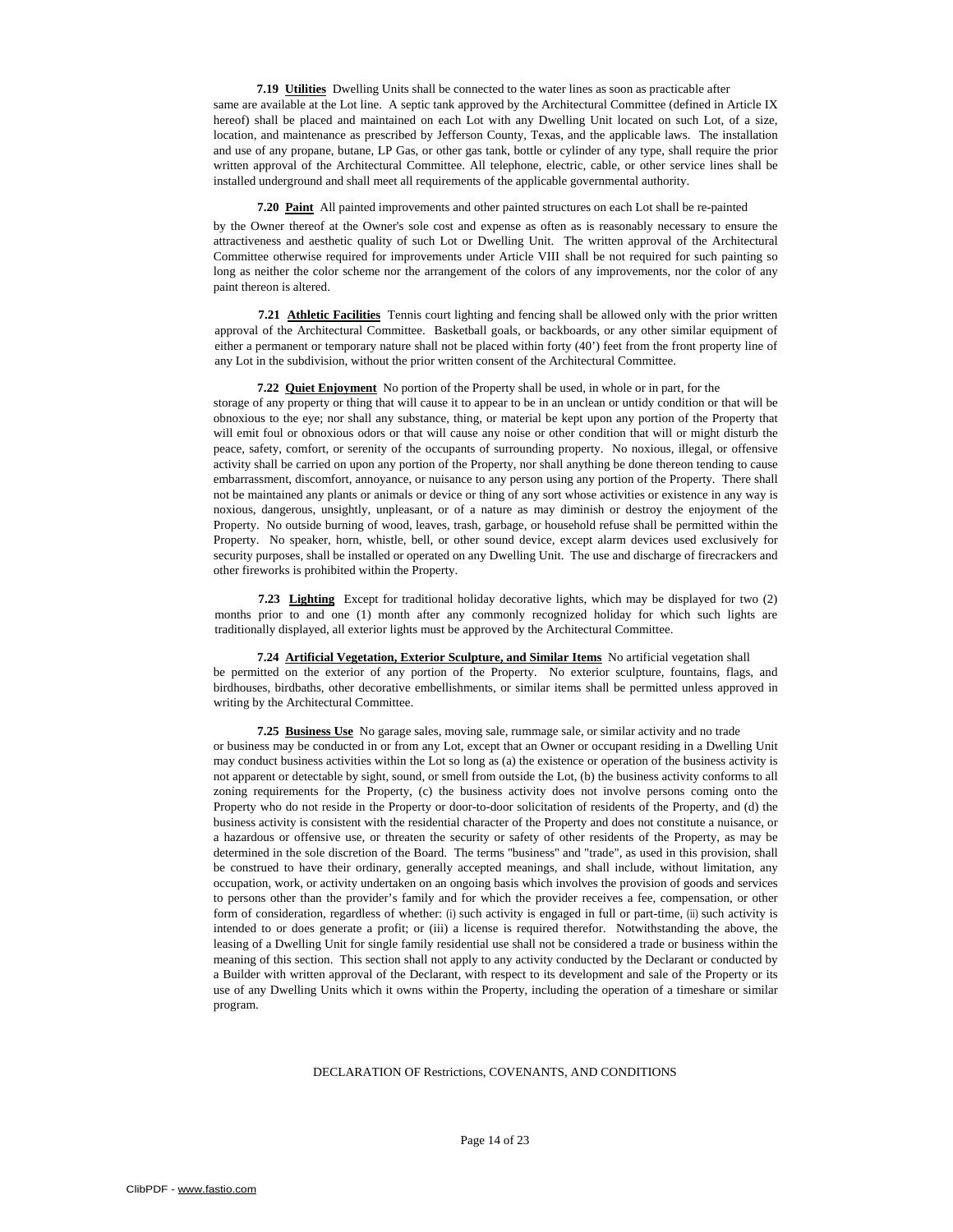**7.19 Utilities** Dwelling Units shall be connected to the water lines as soon as practicable after same are available at the Lot line. A septic tank approved by the Architectural Committee (defined in Article IX hereof) shall be placed and maintained on each Lot with any Dwelling Unit located on such Lot, of a size, location, and maintenance as prescribed by Jefferson County, Texas, and the applicable laws. The installation and use of any propane, butane, LP Gas, or other gas tank, bottle or cylinder of any type, shall require the prior written approval of the Architectural Committee. All telephone, electric, cable, or other service lines shall be installed underground and shall meet all requirements of the applicable governmental authority.

**7.20 Paint** All painted improvements and other painted structures on each Lot shall be re-painted by the Owner thereof at the Owner's sole cost and expense as often as is reasonably necessary to ensure the attractiveness and aesthetic quality of such Lot or Dwelling Unit. The written approval of the Architectural Committee otherwise required for improvements under Article VIII shall be not required for such painting so long as neither the color scheme nor the arrangement of the colors of any improvements, nor the color of any paint thereon is altered.

**7.21 Athletic Facilities** Tennis court lighting and fencing shall be allowed only with the prior written approval of the Architectural Committee. Basketball goals, or backboards, or any other similar equipment of either a permanent or temporary nature shall not be placed within forty (40') feet from the front property line of any Lot in the subdivision, without the prior written consent of the Architectural Committee.

**7.22 Quiet Enjoyment** No portion of the Property shall be used, in whole or in part, for the storage of any property or thing that will cause it to appear to be in an unclean or untidy condition or that will be obnoxious to the eye; nor shall any substance, thing, or material be kept upon any portion of the Property that will emit foul or obnoxious odors or that will cause any noise or other condition that will or might disturb the peace, safety, comfort, or serenity of the occupants of surrounding property. No noxious, illegal, or offensive activity shall be carried on upon any portion of the Property, nor shall anything be done thereon tending to cause embarrassment, discomfort, annoyance, or nuisance to any person using any portion of the Property. There shall not be maintained any plants or animals or device or thing of any sort whose activities or existence in any way is noxious, dangerous, unsightly, unpleasant, or of a nature as may diminish or destroy the enjoyment of the Property. No outside burning of wood, leaves, trash, garbage, or household refuse shall be permitted within the Property. No speaker, horn, whistle, bell, or other sound device, except alarm devices used exclusively for security purposes, shall be installed or operated on any Dwelling Unit. The use and discharge of firecrackers and other fireworks is prohibited within the Property.

**7.23 Lighting** Except for traditional holiday decorative lights, which may be displayed for two (2) months prior to and one (1) month after any commonly recognized holiday for which such lights are traditionally displayed, all exterior lights must be approved by the Architectural Committee.

**7.24 Artificial Vegetation, Exterior Sculpture, and Similar Items** No artificial vegetation shall be permitted on the exterior of any portion of the Property. No exterior sculpture, fountains, flags, and birdhouses, birdbaths, other decorative embellishments, or similar items shall be permitted unless approved in writing by the Architectural Committee.

**7.25 Business Use** No garage sales, moving sale, rummage sale, or similar activity and no trade or business may be conducted in or from any Lot, except that an Owner or occupant residing in a Dwelling Unit may conduct business activities within the Lot so long as (a) the existence or operation of the business activity is not apparent or detectable by sight, sound, or smell from outside the Lot, (b) the business activity conforms to all zoning requirements for the Property, (c) the business activity does not involve persons coming onto the Property who do not reside in the Property or door-to-door solicitation of residents of the Property, and (d) the business activity is consistent with the residential character of the Property and does not constitute a nuisance, or a hazardous or offensive use, or threaten the security or safety of other residents of the Property, as may be determined in the sole discretion of the Board. The terms "business" and "trade", as used in this provision, shall be construed to have their ordinary, generally accepted meanings, and shall include, without limitation, any occupation, work, or activity undertaken on an ongoing basis which involves the provision of goods and services to persons other than the provider's family and for which the provider receives a fee, compensation, or other form of consideration, regardless of whether: (i) such activity is engaged in full or part-time, (ii) such activity is intended to or does generate a profit; or (iii) a license is required therefor. Notwithstanding the above, the leasing of a Dwelling Unit for single family residential use shall not be considered a trade or business within the meaning of this section. This section shall not apply to any activity conducted by the Declarant or conducted by a Builder with written approval of the Declarant, with respect to its development and sale of the Property or its use of any Dwelling Units which it owns within the Property, including the operation of a timeshare or similar program.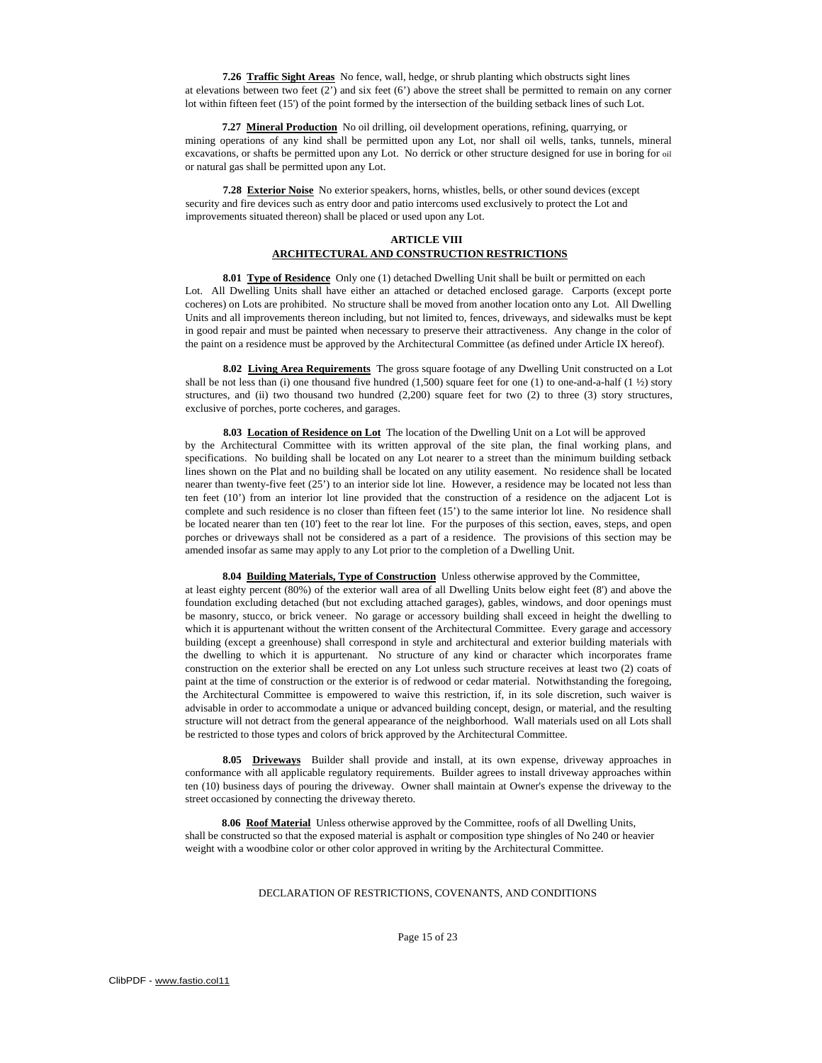**7.26 Traffic Sight Areas** No fence, wall, hedge, or shrub planting which obstructs sight lines at elevations between two feet (2') and six feet (6') above the street shall be permitted to remain on any corner lot within fifteen feet (15') of the point formed by the intersection of the building setback lines of such Lot.

**7.27 Mineral Production** No oil drilling, oil development operations, refining, quarrying, or mining operations of any kind shall be permitted upon any Lot, nor shall oil wells, tanks, tunnels, mineral excavations, or shafts be permitted upon any Lot. No derrick or other structure designed for use in boring for oil or natural gas shall be permitted upon any Lot.

**7.28 Exterior Noise** No exterior speakers, horns, whistles, bells, or other sound devices (except security and fire devices such as entry door and patio intercoms used exclusively to protect the Lot and improvements situated thereon) shall be placed or used upon any Lot.

## ARTICLE VIII
## ARCHITECTURAL AND CONSTRUCTION RESTRICTIONS

**8.01 Type of Residence** Only one (1) detached Dwelling Unit shall be built or permitted on each Lot. All Dwelling Units shall have either an attached or detached enclosed garage. Carports (except porte cocheres) on Lots are prohibited. No structure shall be moved from another location onto any Lot. All Dwelling Units and all improvements thereon including, but not limited to, fences, driveways, and sidewalks must be kept in good repair and must be painted when necessary to preserve their attractiveness. Any change in the color of the paint on a residence must be approved by the Architectural Committee (as defined under Article IX hereof).

**8.02 Living Area Requirements** The gross square footage of any Dwelling Unit constructed on a Lot shall be not less than (i) one thousand five hundred (1,500) square feet for one (1) to one-and-a-half (1 ½) story structures, and (ii) two thousand two hundred (2,200) square feet for two (2) to three (3) story structures, exclusive of porches, porte cocheres, and garages.

**8.03 Location of Residence on Lot** The location of the Dwelling Unit on a Lot will be approved by the Architectural Committee with its written approval of the site plan, the final working plans, and specifications. No building shall be located on any Lot nearer to a street than the minimum building setback lines shown on the Plat and no building shall be located on any utility easement. No residence shall be located nearer than twenty-five feet (25') to an interior side lot line. However, a residence may be located not less than ten feet (10') from an interior lot line provided that the construction of a residence on the adjacent Lot is complete and such residence is no closer than fifteen feet (15') to the same interior lot line. No residence shall be located nearer than ten (10') feet to the rear lot line. For the purposes of this section, eaves, steps, and open porches or driveways shall not be considered as a part of a residence. The provisions of this section may be amended insofar as same may apply to any Lot prior to the completion of a Dwelling Unit.

**8.04 Building Materials, Type of Construction** Unless otherwise approved by the Committee, at least eighty percent (80%) of the exterior wall area of all Dwelling Units below eight feet (8') and above the foundation excluding detached (but not excluding attached garages), gables, windows, and door openings must be masonry, stucco, or brick veneer. No garage or accessory building shall exceed in height the dwelling to which it is appurtenant without the written consent of the Architectural Committee. Every garage and accessory building (except a greenhouse) shall correspond in style and architectural and exterior building materials with the dwelling to which it is appurtenant. No structure of any kind or character which incorporates frame construction on the exterior shall be erected on any Lot unless such structure receives at least two (2) coats of paint at the time of construction or the exterior is of redwood or cedar material. Notwithstanding the foregoing, the Architectural Committee is empowered to waive this restriction, if, in its sole discretion, such waiver is advisable in order to accommodate a unique or advanced building concept, design, or material, and the resulting structure will not detract from the general appearance of the neighborhood. Wall materials used on all Lots shall be restricted to those types and colors of brick approved by the Architectural Committee.

**8.05 Driveways** Builder shall provide and install, at its own expense, driveway approaches in conformance with all applicable regulatory requirements. Builder agrees to install driveway approaches within ten (10) business days of pouring the driveway. Owner shall maintain at Owner's expense the driveway to the street occasioned by connecting the driveway thereto.

**8.06 Roof Material** Unless otherwise approved by the Committee, roofs of all Dwelling Units, shall be constructed so that the exposed material is asphalt or composition type shingles of No 240 or heavier weight with a woodbine color or other color approved in writing by the Architectural Committee.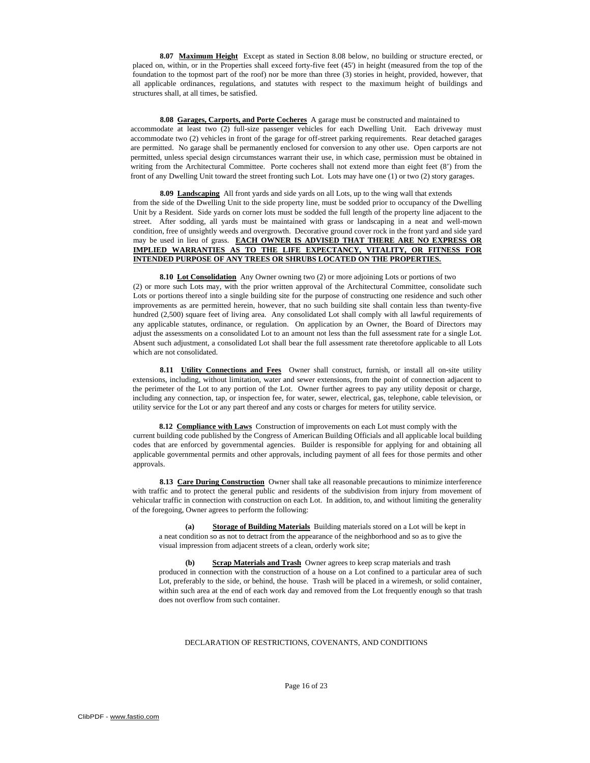**8.07 Maximum Height** Except as stated in Section 8.08 below, no building or structure erected, or placed on, within, or in the Properties shall exceed forty-five feet (45') in height (measured from the top of the foundation to the topmost part of the roof) nor be more than three (3) stories in height, provided, however, that all applicable ordinances, regulations, and statutes with respect to the maximum height of buildings and structures shall, at all times, be satisfied.

**8.08 Garages, Carports, and Porte Cocheres** A garage must be constructed and maintained to accommodate at least two (2) full-size passenger vehicles for each Dwelling Unit. Each driveway must accommodate two (2) vehicles in front of the garage for off-street parking requirements. Rear detached garages are permitted. No garage shall be permanently enclosed for conversion to any other use. Open carports are not permitted, unless special design circumstances warrant their use, in which case, permission must be obtained in writing from the Architectural Committee. Porte cocheres shall not extend more than eight feet (8') from the front of any Dwelling Unit toward the street fronting such Lot. Lots may have one (1) or two (2) story garages.

**8.09 Landscaping** All front yards and side yards on all Lots, up to the wing wall that extends from the side of the Dwelling Unit to the side property line, must be sodded prior to occupancy of the Dwelling Unit by a Resident. Side yards on corner lots must be sodded the full length of the property line adjacent to the street. After sodding, all yards must be maintained with grass or landscaping in a neat and well-mown condition, free of unsightly weeds and overgrowth. Decorative ground cover rock in the front yard and side yard may be used in lieu of grass. **EACH OWNER IS ADVISED THAT THERE ARE NO EXPRESS OR IMPLIED WARRANTIES AS TO THE LIFE EXPECTANCY, VITALITY, OR FITNESS FOR INTENDED PURPOSE OF ANY TREES OR SHRUBS LOCATED ON THE PROPERTIES.**

**8.10 Lot Consolidation** Any Owner owning two (2) or more adjoining Lots or portions of two (2) or more such Lots may, with the prior written approval of the Architectural Committee, consolidate such Lots or portions thereof into a single building site for the purpose of constructing one residence and such other improvements as are permitted herein, however, that no such building site shall contain less than twenty-five hundred (2,500) square feet of living area. Any consolidated Lot shall comply with all lawful requirements of any applicable statutes, ordinance, or regulation. On application by an Owner, the Board of Directors may adjust the assessments on a consolidated Lot to an amount not less than the full assessment rate for a single Lot. Absent such adjustment, a consolidated Lot shall bear the full assessment rate theretofore applicable to all Lots which are not consolidated.

**8.11 Utility Connections and Fees** Owner shall construct, furnish, or install all on-site utility extensions, including, without limitation, water and sewer extensions, from the point of connection adjacent to the perimeter of the Lot to any portion of the Lot. Owner further agrees to pay any utility deposit or charge, including any connection, tap, or inspection fee, for water, sewer, electrical, gas, telephone, cable television, or utility service for the Lot or any part thereof and any costs or charges for meters for utility service.

**8.12 Compliance with Laws** Construction of improvements on each Lot must comply with the current building code published by the Congress of American Building Officials and all applicable local building codes that are enforced by governmental agencies. Builder is responsible for applying for and obtaining all applicable governmental permits and other approvals, including payment of all fees for those permits and other approvals.

**8.13 Care During Construction** Owner shall take all reasonable precautions to minimize interference with traffic and to protect the general public and residents of the subdivision from injury from movement of vehicular traffic in connection with construction on each Lot. In addition, to, and without limiting the generality of the foregoing, Owner agrees to perform the following:

**(a) Storage of Building Materials** Building materials stored on a Lot will be kept in a neat condition so as not to detract from the appearance of the neighborhood and so as to give the visual impression from adjacent streets of a clean, orderly work site;

**(b) Scrap Materials and Trash** Owner agrees to keep scrap materials and trash produced in connection with the construction of a house on a Lot confined to a particular area of such Lot, preferably to the side, or behind, the house. Trash will be placed in a wiremesh, or solid container, within such area at the end of each work day and removed from the Lot frequently enough so that trash does not overflow from such container.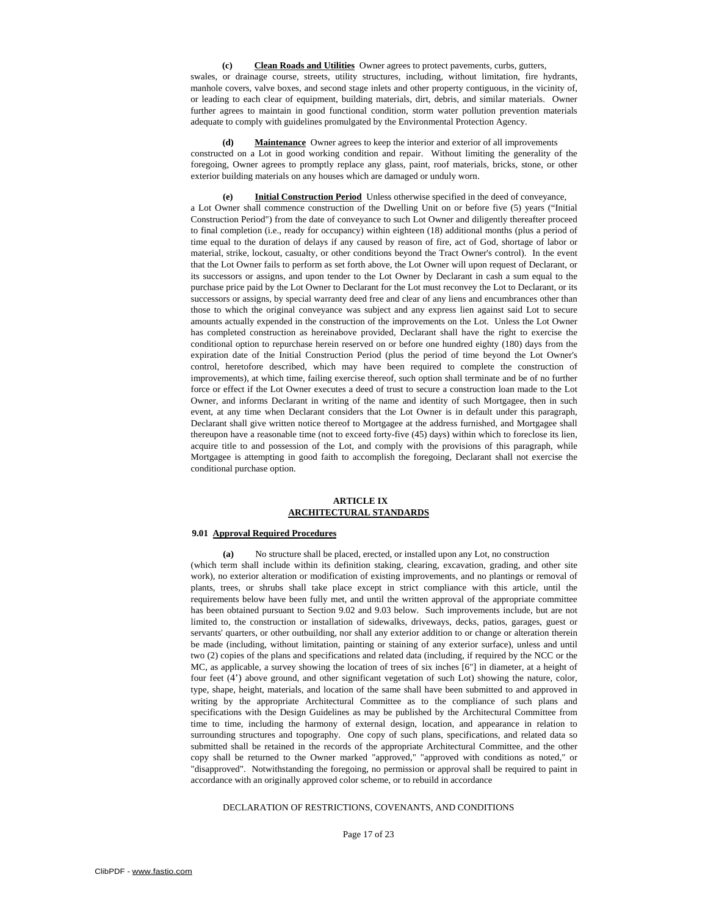**(c) Clean Roads and Utilities** Owner agrees to protect pavements, curbs, gutters, swales, or drainage course, streets, utility structures, including, without limitation, fire hydrants, manhole covers, valve boxes, and second stage inlets and other property contiguous, in the vicinity of, or leading to each clear of equipment, building materials, dirt, debris, and similar materials. Owner further agrees to maintain in good functional condition, storm water pollution prevention materials adequate to comply with guidelines promulgated by the Environmental Protection Agency.

**(d) Maintenance** Owner agrees to keep the interior and exterior of all improvements constructed on a Lot in good working condition and repair. Without limiting the generality of the foregoing, Owner agrees to promptly replace any glass, paint, roof materials, bricks, stone, or other exterior building materials on any houses which are damaged or unduly worn.

**(e) Initial Construction Period** Unless otherwise specified in the deed of conveyance, a Lot Owner shall commence construction of the Dwelling Unit on or before five (5) years ("Initial Construction Period") from the date of conveyance to such Lot Owner and diligently thereafter proceed to final completion (i.e., ready for occupancy) within eighteen (18) additional months (plus a period of time equal to the duration of delays if any caused by reason of fire, act of God, shortage of labor or material, strike, lockout, casualty, or other conditions beyond the Tract Owner's control). In the event that the Lot Owner fails to perform as set forth above, the Lot Owner will upon request of Declarant, or its successors or assigns, and upon tender to the Lot Owner by Declarant in cash a sum equal to the purchase price paid by the Lot Owner to Declarant for the Lot must reconvey the Lot to Declarant, or its successors or assigns, by special warranty deed free and clear of any liens and encumbrances other than those to which the original conveyance was subject and any express lien against said Lot to secure amounts actually expended in the construction of the improvements on the Lot. Unless the Lot Owner has completed construction as hereinabove provided, Declarant shall have the right to exercise the conditional option to repurchase herein reserved on or before one hundred eighty (180) days from the expiration date of the Initial Construction Period (plus the period of time beyond the Lot Owner's control, heretofore described, which may have been required to complete the construction of improvements), at which time, failing exercise thereof, such option shall terminate and be of no further force or effect if the Lot Owner executes a deed of trust to secure a construction loan made to the Lot Owner, and informs Declarant in writing of the name and identity of such Mortgagee, then in such event, at any time when Declarant considers that the Lot Owner is in default under this paragraph, Declarant shall give written notice thereof to Mortgagee at the address furnished, and Mortgagee shall thereupon have a reasonable time (not to exceed forty-five (45) days) within which to foreclose its lien, acquire title to and possession of the Lot, and comply with the provisions of this paragraph, while Mortgagee is attempting in good faith to accomplish the foregoing, Declarant shall not exercise the conditional purchase option.

## ARTICLE IX
## ARCHITECTURAL STANDARDS

### 9.01 Approval Required Procedures

**(a)** No structure shall be placed, erected, or installed upon any Lot, no construction (which term shall include within its definition staking, clearing, excavation, grading, and other site work), no exterior alteration or modification of existing improvements, and no plantings or removal of plants, trees, or shrubs shall take place except in strict compliance with this article, until the requirements below have been fully met, and until the written approval of the appropriate committee has been obtained pursuant to Section 9.02 and 9.03 below. Such improvements include, but are not limited to, the construction or installation of sidewalks, driveways, decks, patios, garages, guest or servants' quarters, or other outbuilding, nor shall any exterior addition to or change or alteration therein be made (including, without limitation, painting or staining of any exterior surface), unless and until two (2) copies of the plans and specifications and related data (including, if required by the NCC or the MC, as applicable, a survey showing the location of trees of six inches [6"] in diameter, at a height of four feet (4') above ground, and other significant vegetation of such Lot) showing the nature, color, type, shape, height, materials, and location of the same shall have been submitted to and approved in writing by the appropriate Architectural Committee as to the compliance of such plans and specifications with the Design Guidelines as may be published by the Architectural Committee from time to time, including the harmony of external design, location, and appearance in relation to surrounding structures and topography. One copy of such plans, specifications, and related data so submitted shall be retained in the records of the appropriate Architectural Committee, and the other copy shall be returned to the Owner marked "approved," "approved with conditions as noted," or "disapproved". Notwithstanding the foregoing, no permission or approval shall be required to paint in accordance with an originally approved color scheme, or to rebuild in accordance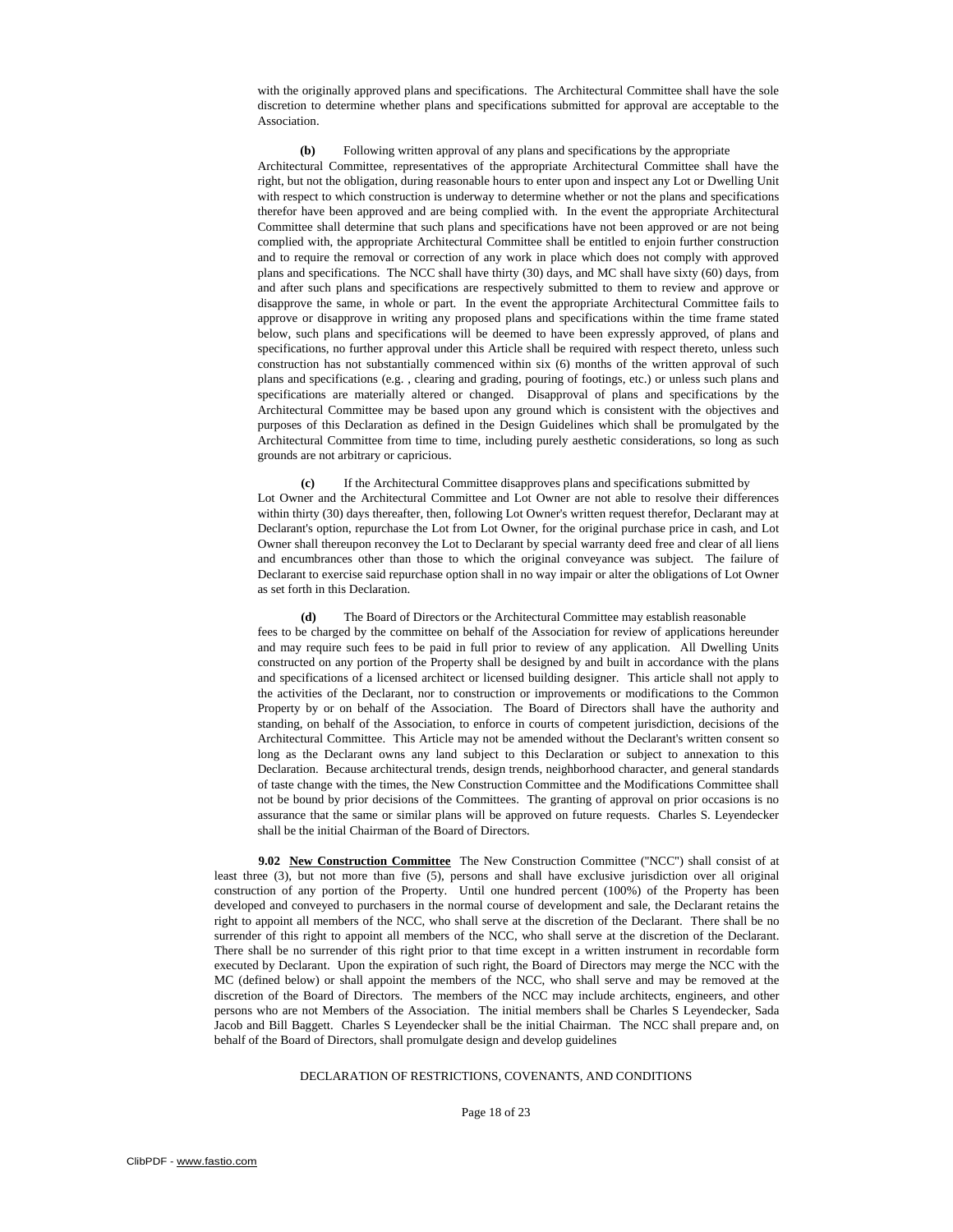with the originally approved plans and specifications. The Architectural Committee shall have the sole discretion to determine whether plans and specifications submitted for approval are acceptable to the Association.

**(b)** Following written approval of any plans and specifications by the appropriate Architectural Committee, representatives of the appropriate Architectural Committee shall have the right, but not the obligation, during reasonable hours to enter upon and inspect any Lot or Dwelling Unit with respect to which construction is underway to determine whether or not the plans and specifications therefor have been approved and are being complied with. In the event the appropriate Architectural Committee shall determine that such plans and specifications have not been approved or are not being complied with, the appropriate Architectural Committee shall be entitled to enjoin further construction and to require the removal or correction of any work in place which does not comply with approved plans and specifications. The NCC shall have thirty (30) days, and MC shall have sixty (60) days, from and after such plans and specifications are respectively submitted to them to review and approve or disapprove the same, in whole or part. In the event the appropriate Architectural Committee fails to approve or disapprove in writing any proposed plans and specifications within the time frame stated below, such plans and specifications will be deemed to have been expressly approved, of plans and specifications, no further approval under this Article shall be required with respect thereto, unless such construction has not substantially commenced within six (6) months of the written approval of such plans and specifications (e.g. , clearing and grading, pouring of footings, etc.) or unless such plans and specifications are materially altered or changed. Disapproval of plans and specifications by the Architectural Committee may be based upon any ground which is consistent with the objectives and purposes of this Declaration as defined in the Design Guidelines which shall be promulgated by the Architectural Committee from time to time, including purely aesthetic considerations, so long as such grounds are not arbitrary or capricious.

**(c)** If the Architectural Committee disapproves plans and specifications submitted by Lot Owner and the Architectural Committee and Lot Owner are not able to resolve their differences within thirty (30) days thereafter, then, following Lot Owner's written request therefor, Declarant may at Declarant's option, repurchase the Lot from Lot Owner, for the original purchase price in cash, and Lot Owner shall thereupon reconvey the Lot to Declarant by special warranty deed free and clear of all liens and encumbrances other than those to which the original conveyance was subject. The failure of Declarant to exercise said repurchase option shall in no way impair or alter the obligations of Lot Owner as set forth in this Declaration.

**(d)** The Board of Directors or the Architectural Committee may establish reasonable fees to be charged by the committee on behalf of the Association for review of applications hereunder and may require such fees to be paid in full prior to review of any application. All Dwelling Units constructed on any portion of the Property shall be designed by and built in accordance with the plans and specifications of a licensed architect or licensed building designer. This article shall not apply to the activities of the Declarant, nor to construction or improvements or modifications to the Common Property by or on behalf of the Association. The Board of Directors shall have the authority and standing, on behalf of the Association, to enforce in courts of competent jurisdiction, decisions of the Architectural Committee. This Article may not be amended without the Declarant's written consent so long as the Declarant owns any land subject to this Declaration or subject to annexation to this Declaration. Because architectural trends, design trends, neighborhood character, and general standards of taste change with the times, the New Construction Committee and the Modifications Committee shall not be bound by prior decisions of the Committees. The granting of approval on prior occasions is no assurance that the same or similar plans will be approved on future requests. Charles S. Leyendecker shall be the initial Chairman of the Board of Directors.

**9.02** **New Construction Committee** The New Construction Committee ("NCC") shall consist of at least three (3), but not more than five (5), persons and shall have exclusive jurisdiction over all original construction of any portion of the Property. Until one hundred percent (100%) of the Property has been developed and conveyed to purchasers in the normal course of development and sale, the Declarant retains the right to appoint all members of the NCC, who shall serve at the discretion of the Declarant. There shall be no surrender of this right to appoint all members of the NCC, who shall serve at the discretion of the Declarant. There shall be no surrender of this right prior to that time except in a written instrument in recordable form executed by Declarant. Upon the expiration of such right, the Board of Directors may merge the NCC with the MC (defined below) or shall appoint the members of the NCC, who shall serve and may be removed at the discretion of the Board of Directors. The members of the NCC may include architects, engineers, and other persons who are not Members of the Association. The initial members shall be Charles S Leyendecker, Sada Jacob and Bill Baggett. Charles S Leyendecker shall be the initial Chairman. The NCC shall prepare and, on behalf of the Board of Directors, shall promulgate design and develop guidelines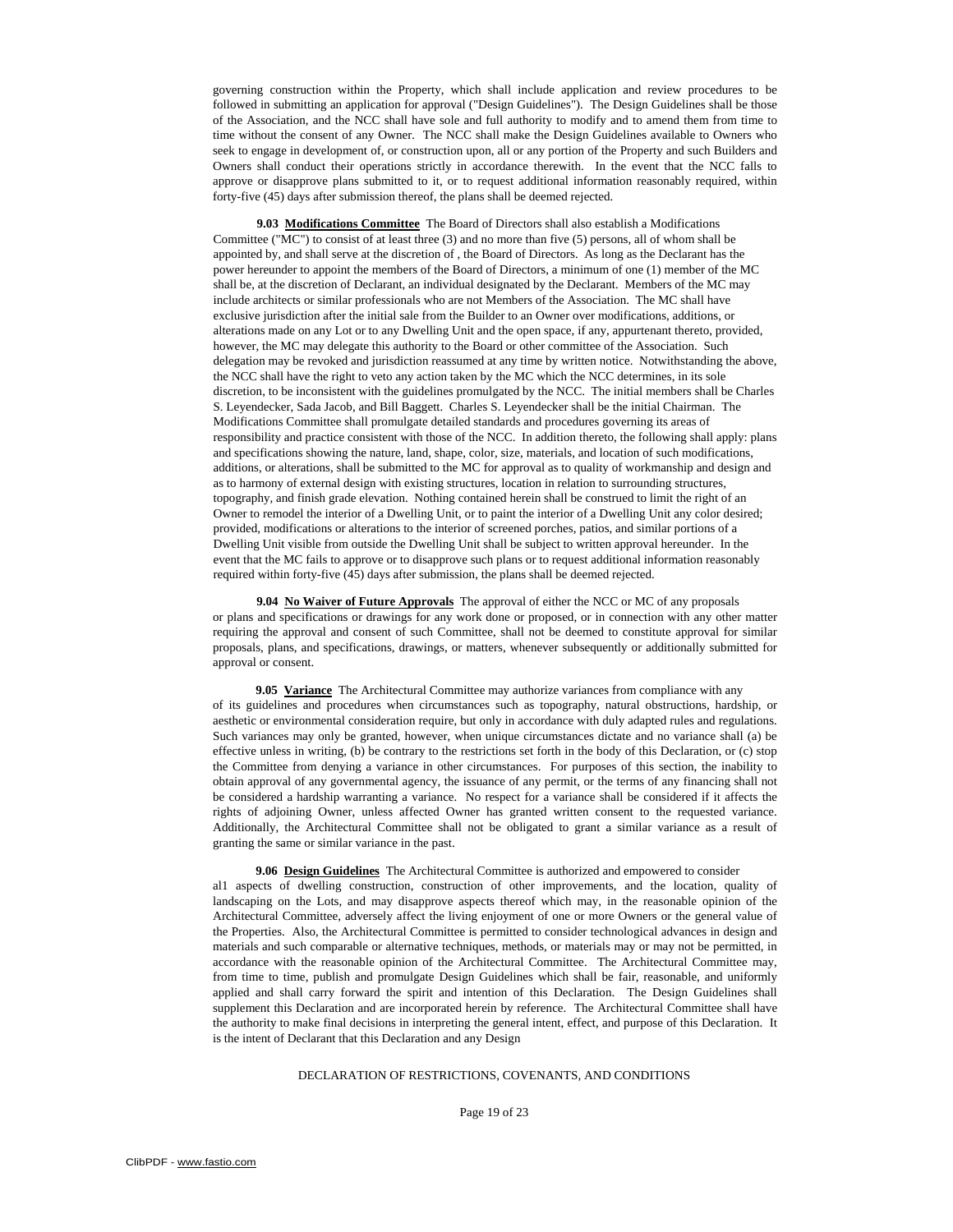governing construction within the Property, which shall include application and review procedures to be followed in submitting an application for approval ("Design Guidelines"). The Design Guidelines shall be those of the Association, and the NCC shall have sole and full authority to modify and to amend them from time to time without the consent of any Owner. The NCC shall make the Design Guidelines available to Owners who seek to engage in development of, or construction upon, all or any portion of the Property and such Builders and Owners shall conduct their operations strictly in accordance therewith. In the event that the NCC falls to approve or disapprove plans submitted to it, or to request additional information reasonably required, within forty-five (45) days after submission thereof, the plans shall be deemed rejected.

**9.03 Modifications Committee** The Board of Directors shall also establish a Modifications Committee ("MC") to consist of at least three (3) and no more than five (5) persons, all of whom shall be appointed by, and shall serve at the discretion of , the Board of Directors. As long as the Declarant has the power hereunder to appoint the members of the Board of Directors, a minimum of one (1) member of the MC shall be, at the discretion of Declarant, an individual designated by the Declarant. Members of the MC may include architects or similar professionals who are not Members of the Association. The MC shall have exclusive jurisdiction after the initial sale from the Builder to an Owner over modifications, additions, or alterations made on any Lot or to any Dwelling Unit and the open space, if any, appurtenant thereto, provided, however, the MC may delegate this authority to the Board or other committee of the Association. Such delegation may be revoked and jurisdiction reassumed at any time by written notice. Notwithstanding the above, the NCC shall have the right to veto any action taken by the MC which the NCC determines, in its sole discretion, to be inconsistent with the guidelines promulgated by the NCC. The initial members shall be Charles S. Leyendecker, Sada Jacob, and Bill Baggett. Charles S. Leyendecker shall be the initial Chairman. The Modifications Committee shall promulgate detailed standards and procedures governing its areas of responsibility and practice consistent with those of the NCC. In addition thereto, the following shall apply: plans and specifications showing the nature, land, shape, color, size, materials, and location of such modifications, additions, or alterations, shall be submitted to the MC for approval as to quality of workmanship and design and as to harmony of external design with existing structures, location in relation to surrounding structures, topography, and finish grade elevation. Nothing contained herein shall be construed to limit the right of an Owner to remodel the interior of a Dwelling Unit, or to paint the interior of a Dwelling Unit any color desired; provided, modifications or alterations to the interior of screened porches, patios, and similar portions of a Dwelling Unit visible from outside the Dwelling Unit shall be subject to written approval hereunder. In the event that the MC fails to approve or to disapprove such plans or to request additional information reasonably required within forty-five (45) days after submission, the plans shall be deemed rejected.

**9.04 No Waiver of Future Approvals** The approval of either the NCC or MC of any proposals or plans and specifications or drawings for any work done or proposed, or in connection with any other matter requiring the approval and consent of such Committee, shall not be deemed to constitute approval for similar proposals, plans, and specifications, drawings, or matters, whenever subsequently or additionally submitted for approval or consent.

**9.05 Variance** The Architectural Committee may authorize variances from compliance with any of its guidelines and procedures when circumstances such as topography, natural obstructions, hardship, or aesthetic or environmental consideration require, but only in accordance with duly adapted rules and regulations. Such variances may only be granted, however, when unique circumstances dictate and no variance shall (a) be effective unless in writing, (b) be contrary to the restrictions set forth in the body of this Declaration, or (c) stop the Committee from denying a variance in other circumstances. For purposes of this section, the inability to obtain approval of any governmental agency, the issuance of any permit, or the terms of any financing shall not be considered a hardship warranting a variance. No respect for a variance shall be considered if it affects the rights of adjoining Owner, unless affected Owner has granted written consent to the requested variance. Additionally, the Architectural Committee shall not be obligated to grant a similar variance as a result of granting the same or similar variance in the past.

**9.06 Design Guidelines** The Architectural Committee is authorized and empowered to consider al1 aspects of dwelling construction, construction of other improvements, and the location, quality of landscaping on the Lots, and may disapprove aspects thereof which may, in the reasonable opinion of the Architectural Committee, adversely affect the living enjoyment of one or more Owners or the general value of the Properties. Also, the Architectural Committee is permitted to consider technological advances in design and materials and such comparable or alternative techniques, methods, or materials may or may not be permitted, in accordance with the reasonable opinion of the Architectural Committee. The Architectural Committee may, from time to time, publish and promulgate Design Guidelines which shall be fair, reasonable, and uniformly applied and shall carry forward the spirit and intention of this Declaration. The Design Guidelines shall supplement this Declaration and are incorporated herein by reference. The Architectural Committee shall have the authority to make final decisions in interpreting the general intent, effect, and purpose of this Declaration. It is the intent of Declarant that this Declaration and any Design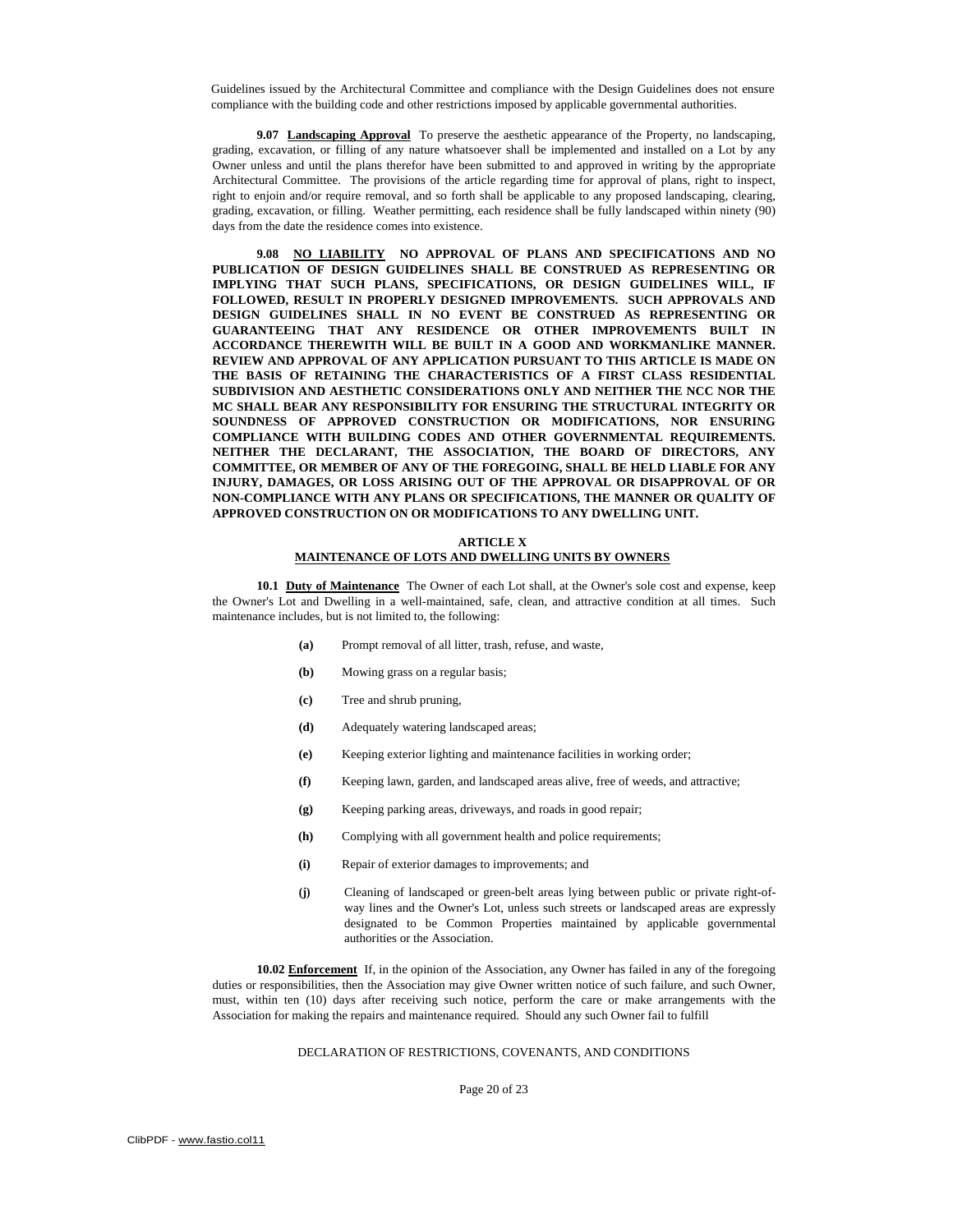Guidelines issued by the Architectural Committee and compliance with the Design Guidelines does not ensure compliance with the building code and other restrictions imposed by applicable governmental authorities.

**9.07 Landscaping Approval** To preserve the aesthetic appearance of the Property, no landscaping, grading, excavation, or filling of any nature whatsoever shall be implemented and installed on a Lot by any Owner unless and until the plans therefor have been submitted to and approved in writing by the appropriate Architectural Committee. The provisions of the article regarding time for approval of plans, right to inspect, right to enjoin and/or require removal, and so forth shall be applicable to any proposed landscaping, clearing, grading, excavation, or filling. Weather permitting, each residence shall be fully landscaped within ninety (90) days from the date the residence comes into existence.

**9.08 NO LIABILITY NO APPROVAL OF PLANS AND SPECIFICATIONS AND NO PUBLICATION OF DESIGN GUIDELINES SHALL BE CONSTRUED AS REPRESENTING OR IMPLYING THAT SUCH PLANS, SPECIFICATIONS, OR DESIGN GUIDELINES WILL, IF FOLLOWED, RESULT IN PROPERLY DESIGNED IMPROVEMENTS. SUCH APPROVALS AND DESIGN GUIDELINES SHALL IN NO EVENT BE CONSTRUED AS REPRESENTING OR GUARANTEEING THAT ANY RESIDENCE OR OTHER IMPROVEMENTS BUILT IN ACCORDANCE THEREWITH WILL BE BUILT IN A GOOD AND WORKMANLIKE MANNER. REVIEW AND APPROVAL OF ANY APPLICATION PURSUANT TO THIS ARTICLE IS MADE ON THE BASIS OF RETAINING THE CHARACTERISTICS OF A FIRST CLASS RESIDENTIAL SUBDIVISION AND AESTHETIC CONSIDERATIONS ONLY AND NEITHER THE NCC NOR THE MC SHALL BEAR ANY RESPONSIBILITY FOR ENSURING THE STRUCTURAL INTEGRITY OR SOUNDNESS OF APPROVED CONSTRUCTION OR MODIFICATIONS, NOR ENSURING COMPLIANCE WITH BUILDING CODES AND OTHER GOVERNMENTAL REQUIREMENTS. NEITHER THE DECLARANT, THE ASSOCIATION, THE BOARD OF DIRECTORS, ANY COMMITTEE, OR MEMBER OF ANY OF THE FOREGOING, SHALL BE HELD LIABLE FOR ANY INJURY, DAMAGES, OR LOSS ARISING OUT OF THE APPROVAL OR DISAPPROVAL OF OR NON-COMPLIANCE WITH ANY PLANS OR SPECIFICATIONS, THE MANNER OR QUALITY OF APPROVED CONSTRUCTION ON OR MODIFICATIONS TO ANY DWELLING UNIT.**

## ARTICLE X
## MAINTENANCE OF LOTS AND DWELLING UNITS BY OWNERS

**10.1 Duty of Maintenance** The Owner of each Lot shall, at the Owner's sole cost and expense, keep the Owner's Lot and Dwelling in a well-maintained, safe, clean, and attractive condition at all times. Such maintenance includes, but is not limited to, the following:

- **(a)** Prompt removal of all litter, trash, refuse, and waste,
- **(b)** Mowing grass on a regular basis;
- **(c)** Tree and shrub pruning,
- **(d)** Adequately watering landscaped areas;
- **(e)** Keeping exterior lighting and maintenance facilities in working order;
- **(f)** Keeping lawn, garden, and landscaped areas alive, free of weeds, and attractive;
- **(g)** Keeping parking areas, driveways, and roads in good repair;
- **(h)** Complying with all government health and police requirements;
- **(i)** Repair of exterior damages to improvements; and
- **(j)** Cleaning of landscaped or green-belt areas lying between public or private right-of-way lines and the Owner's Lot, unless such streets or landscaped areas are expressly designated to be Common Properties maintained by applicable governmental authorities or the Association.

**10.02 Enforcement** If, in the opinion of the Association, any Owner has failed in any of the foregoing duties or responsibilities, then the Association may give Owner written notice of such failure, and such Owner, must, within ten (10) days after receiving such notice, perform the care or make arrangements with the Association for making the repairs and maintenance required. Should any such Owner fail to fulfill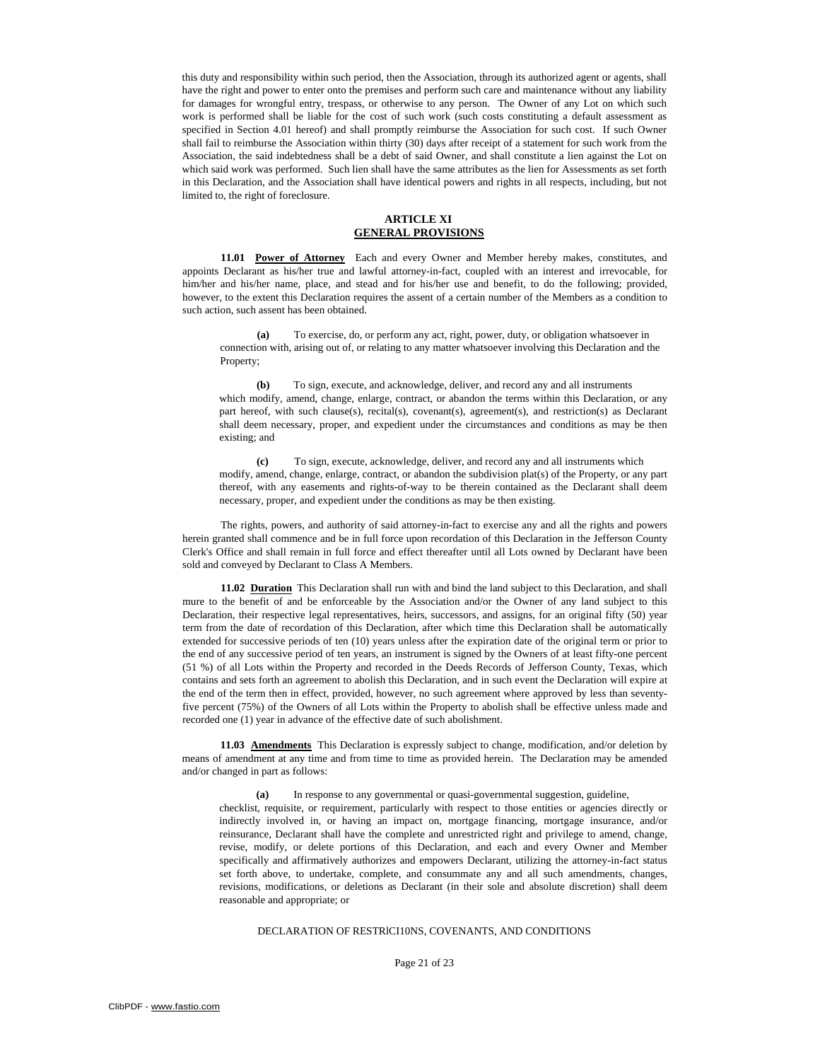this duty and responsibility within such period, then the Association, through its authorized agent or agents, shall have the right and power to enter onto the premises and perform such care and maintenance without any liability for damages for wrongful entry, trespass, or otherwise to any person. The Owner of any Lot on which such work is performed shall be liable for the cost of such work (such costs constituting a default assessment as specified in Section 4.01 hereof) and shall promptly reimburse the Association for such cost. If such Owner shall fail to reimburse the Association within thirty (30) days after receipt of a statement for such work from the Association, the said indebtedness shall be a debt of said Owner, and shall constitute a lien against the Lot on which said work was performed. Such lien shall have the same attributes as the lien for Assessments as set forth in this Declaration, and the Association shall have identical powers and rights in all respects, including, but not limited to, the right of foreclosure.

## ARTICLE XI
## GENERAL PROVISIONS

**11.01 Power of Attorney** Each and every Owner and Member hereby makes, constitutes, and appoints Declarant as his/her true and lawful attorney-in-fact, coupled with an interest and irrevocable, for him/her and his/her name, place, and stead and for his/her use and benefit, to do the following; provided, however, to the extent this Declaration requires the assent of a certain number of the Members as a condition to such action, such assent has been obtained.

**(a)** To exercise, do, or perform any act, right, power, duty, or obligation whatsoever in connection with, arising out of, or relating to any matter whatsoever involving this Declaration and the Property;

**(b)** To sign, execute, and acknowledge, deliver, and record any and all instruments which modify, amend, change, enlarge, contract, or abandon the terms within this Declaration, or any part hereof, with such clause(s), recital(s), covenant(s), agreement(s), and restriction(s) as Declarant shall deem necessary, proper, and expedient under the circumstances and conditions as may be then existing; and

**(c)** To sign, execute, acknowledge, deliver, and record any and all instruments which modify, amend, change, enlarge, contract, or abandon the subdivision plat(s) of the Property, or any part thereof, with any easements and rights-of-way to be therein contained as the Declarant shall deem necessary, proper, and expedient under the conditions as may be then existing.

The rights, powers, and authority of said attorney-in-fact to exercise any and all the rights and powers herein granted shall commence and be in full force upon recordation of this Declaration in the Jefferson County Clerk's Office and shall remain in full force and effect thereafter until all Lots owned by Declarant have been sold and conveyed by Declarant to Class A Members.

**11.02 Duration** This Declaration shall run with and bind the land subject to this Declaration, and shall mure to the benefit of and be enforceable by the Association and/or the Owner of any land subject to this Declaration, their respective legal representatives, heirs, successors, and assigns, for an original fifty (50) year term from the date of recordation of this Declaration, after which time this Declaration shall be automatically extended for successive periods of ten (10) years unless after the expiration date of the original term or prior to the end of any successive period of ten years, an instrument is signed by the Owners of at least fifty-one percent (51 %) of all Lots within the Property and recorded in the Deeds Records of Jefferson County, Texas, which contains and sets forth an agreement to abolish this Declaration, and in such event the Declaration will expire at the end of the term then in effect, provided, however, no such agreement where approved by less than seventy-five percent (75%) of the Owners of all Lots within the Property to abolish shall be effective unless made and recorded one (1) year in advance of the effective date of such abolishment.

**11.03 Amendments** This Declaration is expressly subject to change, modification, and/or deletion by means of amendment at any time and from time to time as provided herein. The Declaration may be amended and/or changed in part as follows:

**(a)** In response to any governmental or quasi-governmental suggestion, guideline, checklist, requisite, or requirement, particularly with respect to those entities or agencies directly or indirectly involved in, or having an impact on, mortgage financing, mortgage insurance, and/or reinsurance, Declarant shall have the complete and unrestricted right and privilege to amend, change, revise, modify, or delete portions of this Declaration, and each and every Owner and Member specifically and affirmatively authorizes and empowers Declarant, utilizing the attorney-in-fact status set forth above, to undertake, complete, and consummate any and all such amendments, changes, revisions, modifications, or deletions as Declarant (in their sole and absolute discretion) shall deem reasonable and appropriate; or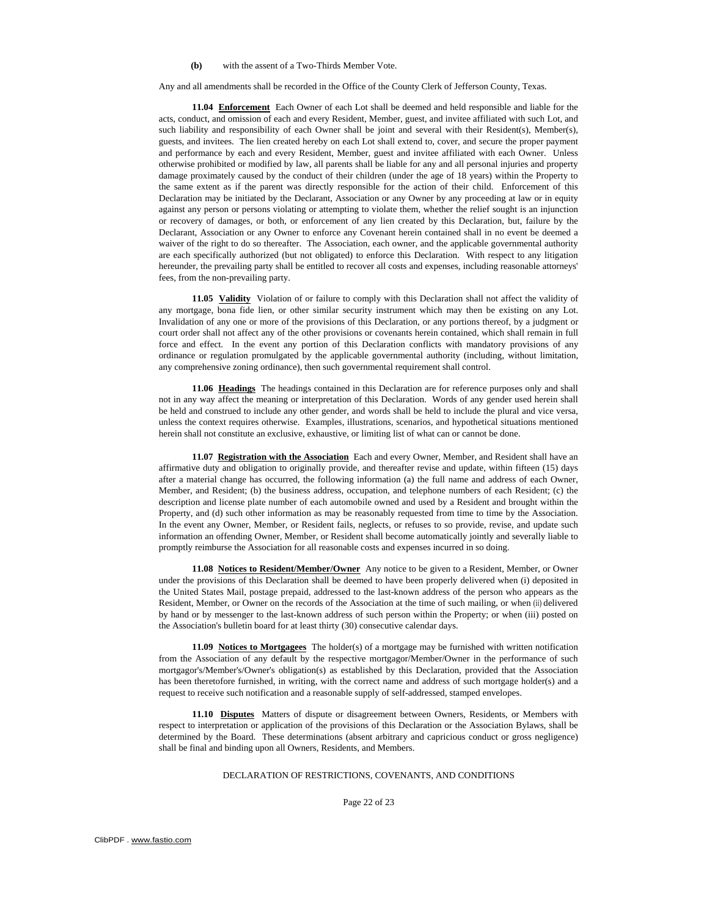**(b)** with the assent of a Two-Thirds Member Vote.

Any and all amendments shall be recorded in the Office of the County Clerk of Jefferson County, Texas.

**11.04 Enforcement** Each Owner of each Lot shall be deemed and held responsible and liable for the acts, conduct, and omission of each and every Resident, Member, guest, and invitee affiliated with such Lot, and such liability and responsibility of each Owner shall be joint and several with their Resident(s), Member(s), guests, and invitees. The lien created hereby on each Lot shall extend to, cover, and secure the proper payment and performance by each and every Resident, Member, guest and invitee affiliated with each Owner. Unless otherwise prohibited or modified by law, all parents shall be liable for any and all personal injuries and property damage proximately caused by the conduct of their children (under the age of 18 years) within the Property to the same extent as if the parent was directly responsible for the action of their child. Enforcement of this Declaration may be initiated by the Declarant, Association or any Owner by any proceeding at law or in equity against any person or persons violating or attempting to violate them, whether the relief sought is an injunction or recovery of damages, or both, or enforcement of any lien created by this Declaration, but, failure by the Declarant, Association or any Owner to enforce any Covenant herein contained shall in no event be deemed a waiver of the right to do so thereafter. The Association, each owner, and the applicable governmental authority are each specifically authorized (but not obligated) to enforce this Declaration. With respect to any litigation hereunder, the prevailing party shall be entitled to recover all costs and expenses, including reasonable attorneys' fees, from the non-prevailing party.

**11.05 Validity** Violation of or failure to comply with this Declaration shall not affect the validity of any mortgage, bona fide lien, or other similar security instrument which may then be existing on any Lot. Invalidation of any one or more of the provisions of this Declaration, or any portions thereof, by a judgment or court order shall not affect any of the other provisions or covenants herein contained, which shall remain in full force and effect. In the event any portion of this Declaration conflicts with mandatory provisions of any ordinance or regulation promulgated by the applicable governmental authority (including, without limitation, any comprehensive zoning ordinance), then such governmental requirement shall control.

**11.06 Headings** The headings contained in this Declaration are for reference purposes only and shall not in any way affect the meaning or interpretation of this Declaration. Words of any gender used herein shall be held and construed to include any other gender, and words shall be held to include the plural and vice versa, unless the context requires otherwise. Examples, illustrations, scenarios, and hypothetical situations mentioned herein shall not constitute an exclusive, exhaustive, or limiting list of what can or cannot be done.

**11.07 Registration with the Association** Each and every Owner, Member, and Resident shall have an affirmative duty and obligation to originally provide, and thereafter revise and update, within fifteen (15) days after a material change has occurred, the following information (a) the full name and address of each Owner, Member, and Resident; (b) the business address, occupation, and telephone numbers of each Resident; (c) the description and license plate number of each automobile owned and used by a Resident and brought within the Property, and (d) such other information as may be reasonably requested from time to time by the Association. In the event any Owner, Member, or Resident fails, neglects, or refuses to so provide, revise, and update such information an offending Owner, Member, or Resident shall become automatically jointly and severally liable to promptly reimburse the Association for all reasonable costs and expenses incurred in so doing.

**11.08 Notices to Resident/Member/Owner** Any notice to be given to a Resident, Member, or Owner under the provisions of this Declaration shall be deemed to have been properly delivered when (i) deposited in the United States Mail, postage prepaid, addressed to the last-known address of the person who appears as the Resident, Member, or Owner on the records of the Association at the time of such mailing, or when (ii) delivered by hand or by messenger to the last-known address of such person within the Property; or when (iii) posted on the Association's bulletin board for at least thirty (30) consecutive calendar days.

**11.09 Notices to Mortgagees** The holder(s) of a mortgage may be furnished with written notification from the Association of any default by the respective mortgagor/Member/Owner in the performance of such mortgagor's/Member's/Owner's obligation(s) as established by this Declaration, provided that the Association has been theretofore furnished, in writing, with the correct name and address of such mortgage holder(s) and a request to receive such notification and a reasonable supply of self-addressed, stamped envelopes.

**11.10 Disputes** Matters of dispute or disagreement between Owners, Residents, or Members with respect to interpretation or application of the provisions of this Declaration or the Association Bylaws, shall be determined by the Board. These determinations (absent arbitrary and capricious conduct or gross negligence) shall be final and binding upon all Owners, Residents, and Members.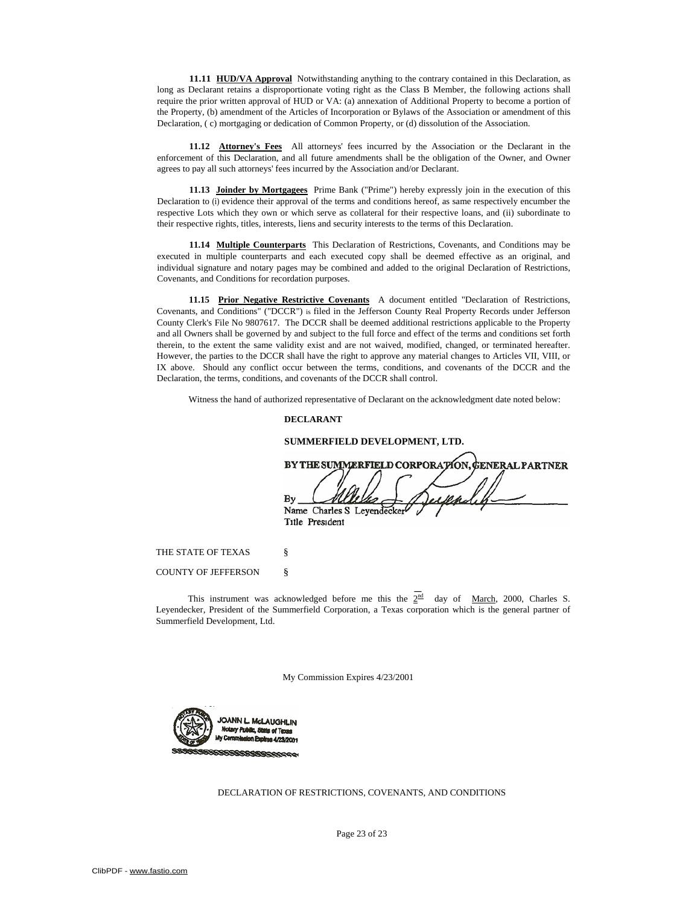**11.11 <u>HUD/VA Approval</u>** Notwithstanding anything to the contrary contained in this Declaration, as long as Declarant retains a disproportionate voting right as the Class B Member, the following actions shall require the prior written approval of HUD or VA: (a) annexation of Additional Property to become a portion of the Property, (b) amendment of the Articles of Incorporation or Bylaws of the Association or amendment of this Declaration, ( c) mortgaging or dedication of Common Property, or (d) dissolution of the Association.

**11.12 <u>Attorney's Fees</u>** All attorneys' fees incurred by the Association or the Declarant in the enforcement of this Declaration, and all future amendments shall be the obligation of the Owner, and Owner agrees to pay all such attorneys' fees incurred by the Association and/or Declarant.

**11.13 <u>Joinder by Mortgagees</u>** Prime Bank ("Prime") hereby expressly join in the execution of this Declaration to (i) evidence their approval of the terms and conditions hereof, as same respectively encumber the respective Lots which they own or which serve as collateral for their respective loans, and (ii) subordinate to their respective rights, titles, interests, liens and security interests to the terms of this Declaration.

**11.14 <u>Multiple Counterparts</u>** This Declaration of Restrictions, Covenants, and Conditions may be executed in multiple counterparts and each executed copy shall be deemed effective as an original, and individual signature and notary pages may be combined and added to the original Declaration of Restrictions, Covenants, and Conditions for recordation purposes.

**11.15 <u>Prior Negative Restrictive Covenants</u>** A document entitled "Declaration of Restrictions, Covenants, and Conditions" ("DCCR") is filed in the Jefferson County Real Property Records under Jefferson County Clerk's File No 9807617. The DCCR shall be deemed additional restrictions applicable to the Property and all Owners shall be governed by and subject to the full force and effect of the terms and conditions set forth therein, to the extent the same validity exist and are not waived, modified, changed, or terminated hereafter. However, the parties to the DCCR shall have the right to approve any material changes to Articles VII, VIII, or IX above. Should any conflict occur between the terms, conditions, and covenants of the DCCR and the Declaration, the terms, conditions, and covenants of the DCCR shall control.

Witness the hand of authorized representative of Declarant on the acknowledgment date noted below:

**DECLARANT**

**SUMMERFIELD DEVELOPMENT, LTD.**

BY THE SUMMERFIELD CORPORATION, GENERAL PARTNER

By [signature]
Name Charles S Leyendecker
Title President

THE STATE OF TEXAS §

COUNTY OF JEFFERSON §

This instrument was acknowledged before me this the 2nd day of March, 2000, Charles S. Leyendecker, President of the Summerfield Corporation, a Texas corporation which is the general partner of Summerfield Development, Ltd.

My Commission Expires 4/23/2001

JOANN L. McLAUGHLIN
Notary Public, State of Texas
My Commission Expires 4/23/2001

DECLARATION OF RESTRICTIONS, COVENANTS, AND CONDITIONS

ClibPDF - www.fastio.com